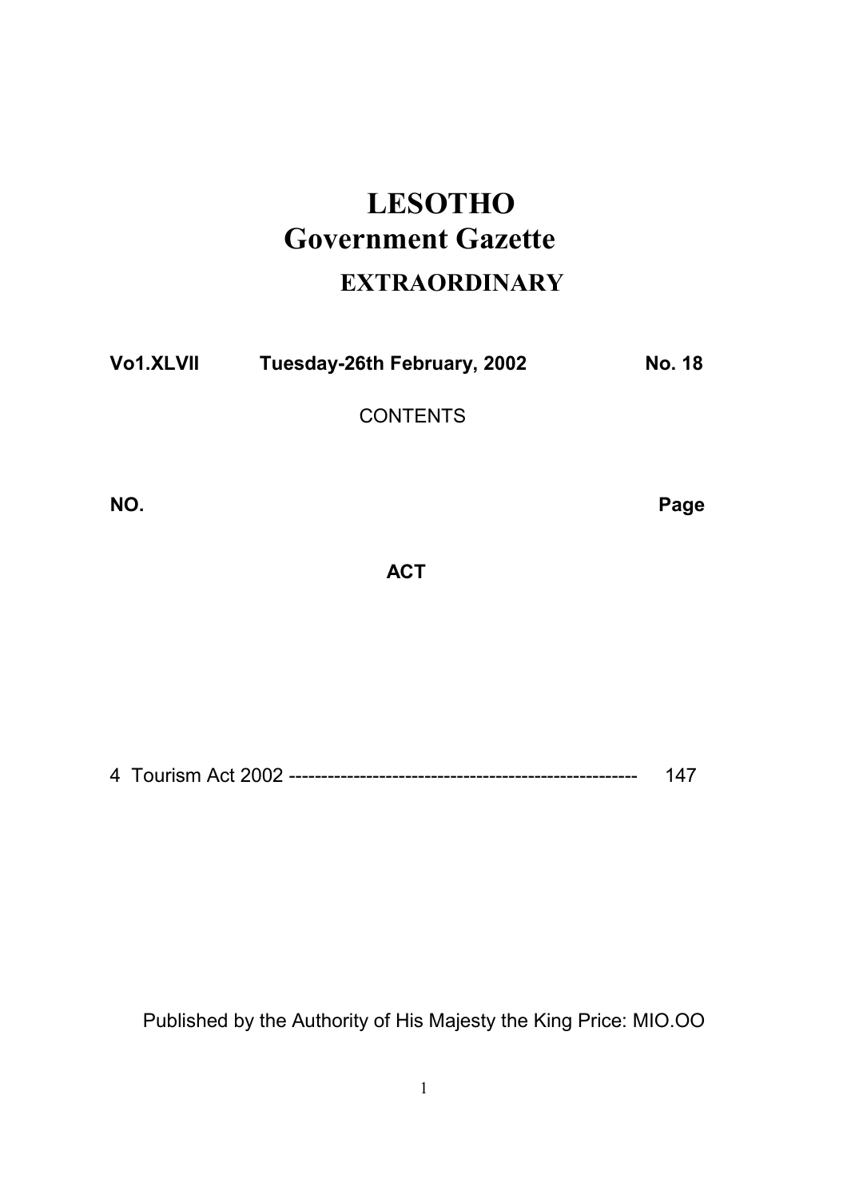# LESOTHO
# Government Gazette
## EXTRAORDINARY

**Vo1.XLVII** **Tuesday-26th February, 2002** **No. 18**

CONTENTS

**NO.** **Page**

**ACT**

4 Tourism Act 2002 ---------------------------------------------------- 147

Published by the Authority of His Majesty the King Price: MIO.OO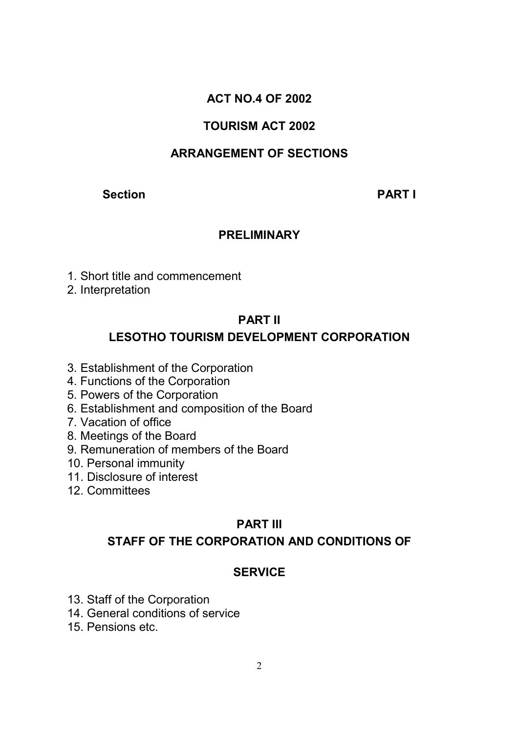**ACT NO.4 OF 2002**

**TOURISM ACT 2002**

**ARRANGEMENT OF SECTIONS**

**Section** **PART I**

**PRELIMINARY**

1. Short title and commencement
2. Interpretation

**PART II**

**LESOTHO TOURISM DEVELOPMENT CORPORATION**

3. Establishment of the Corporation
4. Functions of the Corporation
5. Powers of the Corporation
6. Establishment and composition of the Board
7. Vacation of office
8. Meetings of the Board
9. Remuneration of members of the Board
10. Personal immunity
11. Disclosure of interest
12. Committees

**PART III**

**STAFF OF THE CORPORATION AND CONDITIONS OF**

**SERVICE**

13. Staff of the Corporation
14. General conditions of service
15. Pensions etc.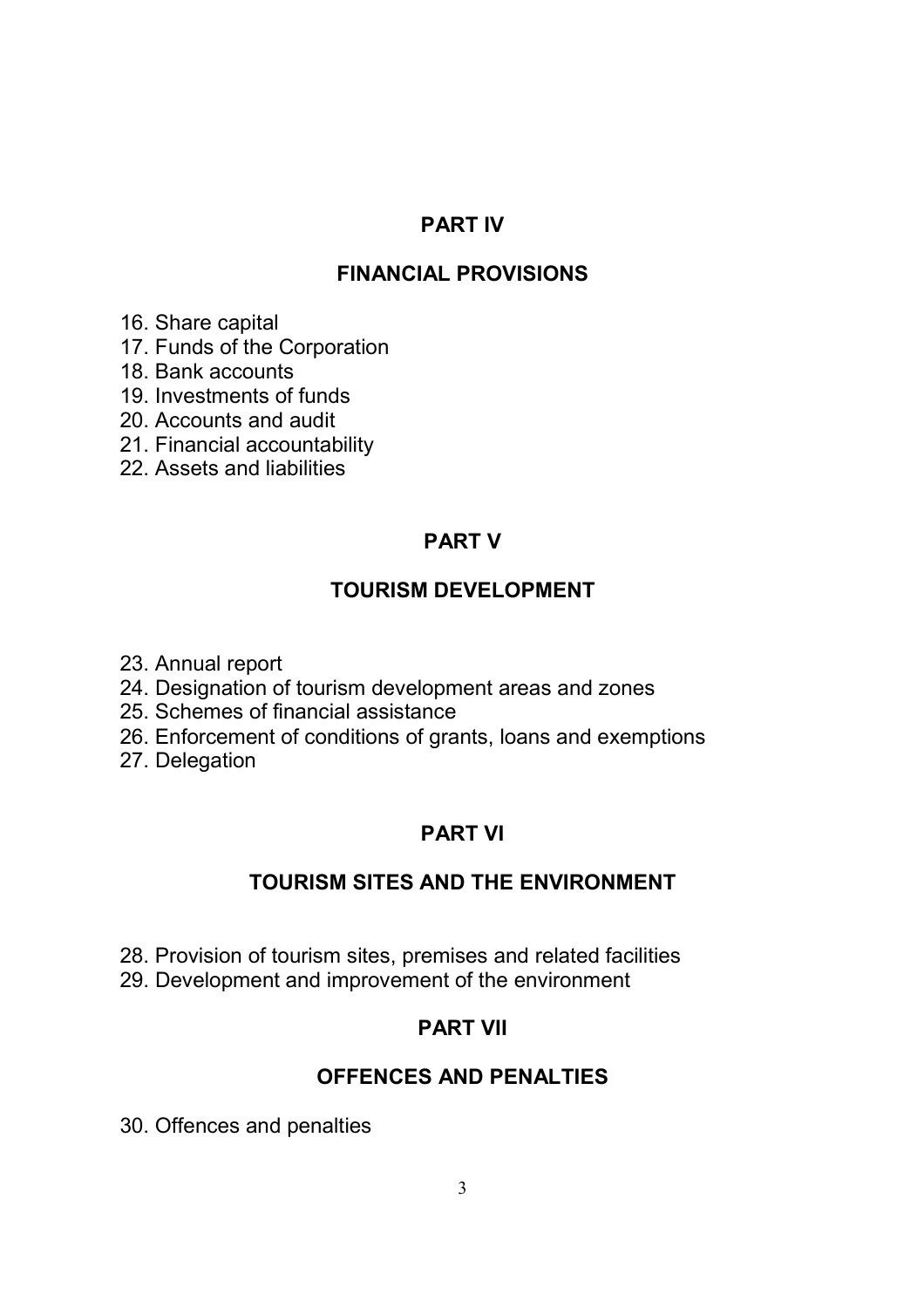## PART IV

## FINANCIAL PROVISIONS

16. Share capital
17. Funds of the Corporation
18. Bank accounts
19. Investments of funds
20. Accounts and audit
21. Financial accountability
22. Assets and liabilities

## PART V

## TOURISM DEVELOPMENT

23. Annual report
24. Designation of tourism development areas and zones
25. Schemes of financial assistance
26. Enforcement of conditions of grants, loans and exemptions
27. Delegation

## PART VI

## TOURISM SITES AND THE ENVIRONMENT

28. Provision of tourism sites, premises and related facilities
29. Development and improvement of the environment

## PART VII

## OFFENCES AND PENALTIES

30. Offences and penalties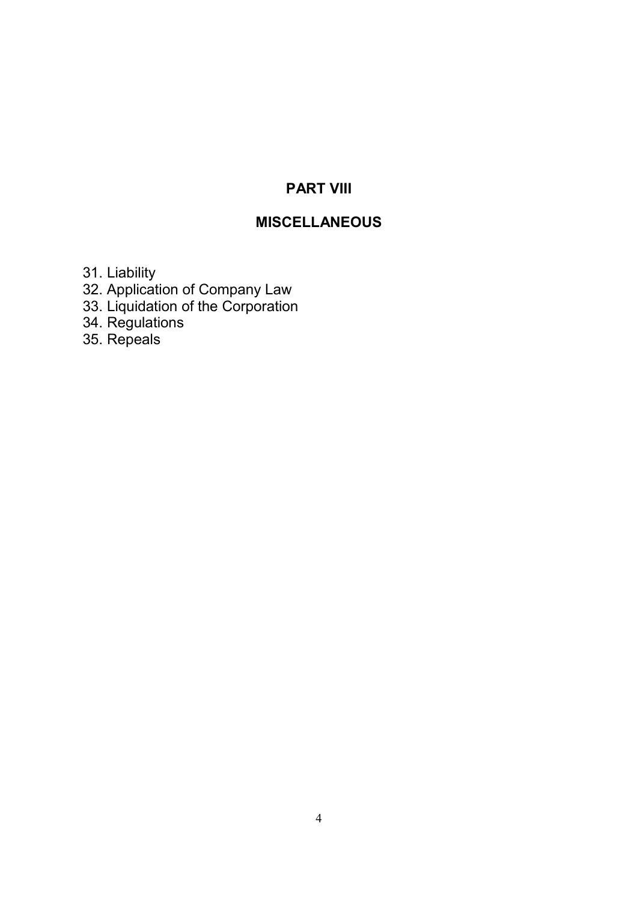## PART VIII

## MISCELLANEOUS

31. Liability
32. Application of Company Law
33. Liquidation of the Corporation
34. Regulations
35. Repeals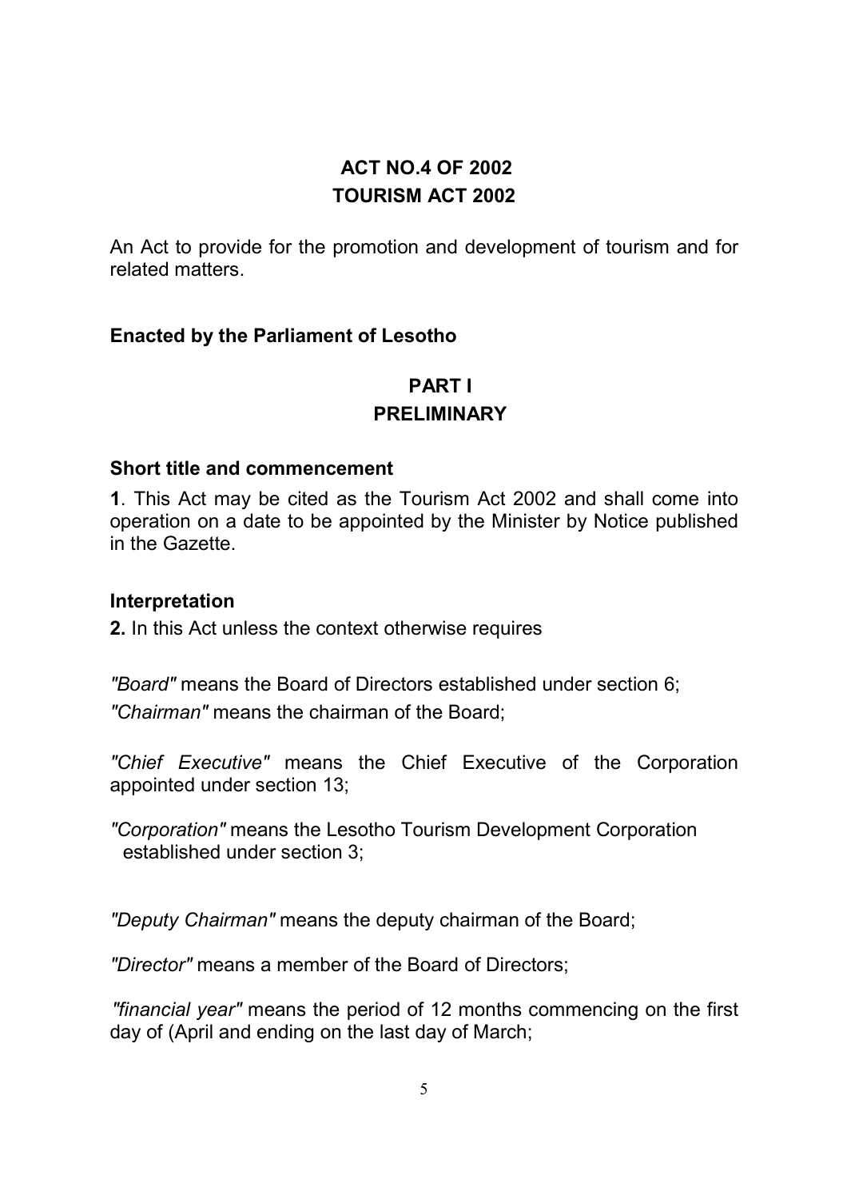# ACT NO.4 OF 2002
# TOURISM ACT 2002

An Act to provide for the promotion and development of tourism and for related matters.

**Enacted by the Parliament of Lesotho**

## PART I
## PRELIMINARY

### Short title and commencement

**1**. This Act may be cited as the Tourism Act 2002 and shall come into operation on a date to be appointed by the Minister by Notice published in the Gazette.

### Interpretation

**2.** In this Act unless the context otherwise requires

*"Board"* means the Board of Directors established under section 6;

*"Chairman"* means the chairman of the Board;

*"Chief Executive"* means the Chief Executive of the Corporation appointed under section 13;

*"Corporation"* means the Lesotho Tourism Development Corporation established under section 3;

*"Deputy Chairman"* means the deputy chairman of the Board;

*"Director"* means a member of the Board of Directors;

*"financial year"* means the period of 12 months commencing on the first day of (April and ending on the last day of March;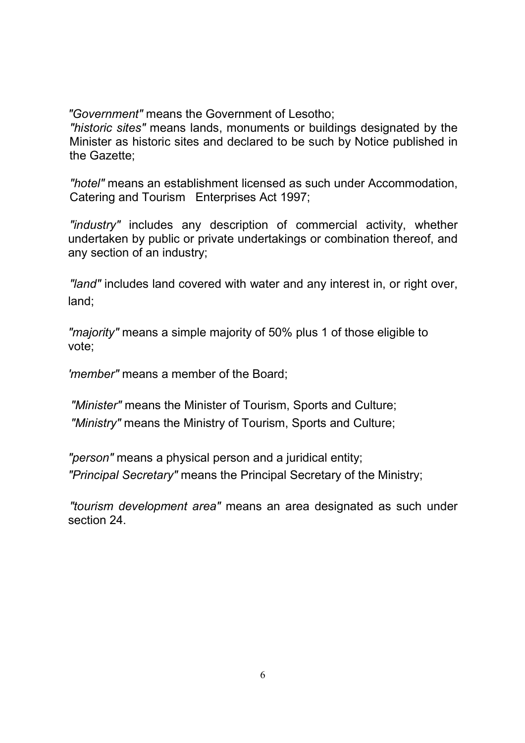*"Government"* means the Government of Lesotho;

*"historic sites"* means lands, monuments or buildings designated by the Minister as historic sites and declared to be such by Notice published in the Gazette;

*"hotel"* means an establishment licensed as such under Accommodation, Catering and Tourism Enterprises Act 1997;

*"industry"* includes any description of commercial activity, whether undertaken by public or private undertakings or combination thereof, and any section of an industry;

*"land"* includes land covered with water and any interest in, or right over, land;

*"majority"* means a simple majority of 50% plus 1 of those eligible to vote;

*'member"* means a member of the Board;

*"Minister"* means the Minister of Tourism, Sports and Culture;

*"Ministry"* means the Ministry of Tourism, Sports and Culture;

*"person"* means a physical person and a juridical entity;

*"Principal Secretary"* means the Principal Secretary of the Ministry;

*"tourism development area"* means an area designated as such under section 24.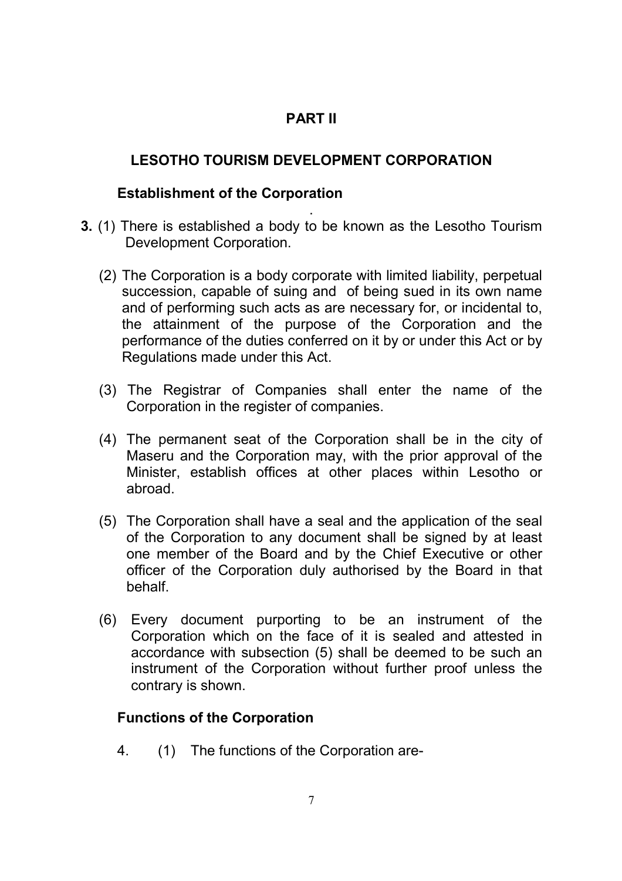## PART II

## LESOTHO TOURISM DEVELOPMENT CORPORATION

### Establishment of the Corporation

**3.** (1) There is established a body to be known as the Lesotho Tourism Development Corporation.

(2) The Corporation is a body corporate with limited liability, perpetual succession, capable of suing and of being sued in its own name and of performing such acts as are necessary for, or incidental to, the attainment of the purpose of the Corporation and the performance of the duties conferred on it by or under this Act or by Regulations made under this Act.

(3) The Registrar of Companies shall enter the name of the Corporation in the register of companies.

(4) The permanent seat of the Corporation shall be in the city of Maseru and the Corporation may, with the prior approval of the Minister, establish offices at other places within Lesotho or abroad.

(5) The Corporation shall have a seal and the application of the seal of the Corporation to any document shall be signed by at least one member of the Board and by the Chief Executive or other officer of the Corporation duly authorised by the Board in that behalf.

(6) Every document purporting to be an instrument of the Corporation which on the face of it is sealed and attested in accordance with subsection (5) shall be deemed to be such an instrument of the Corporation without further proof unless the contrary is shown.

### Functions of the Corporation

4. (1) The functions of the Corporation are-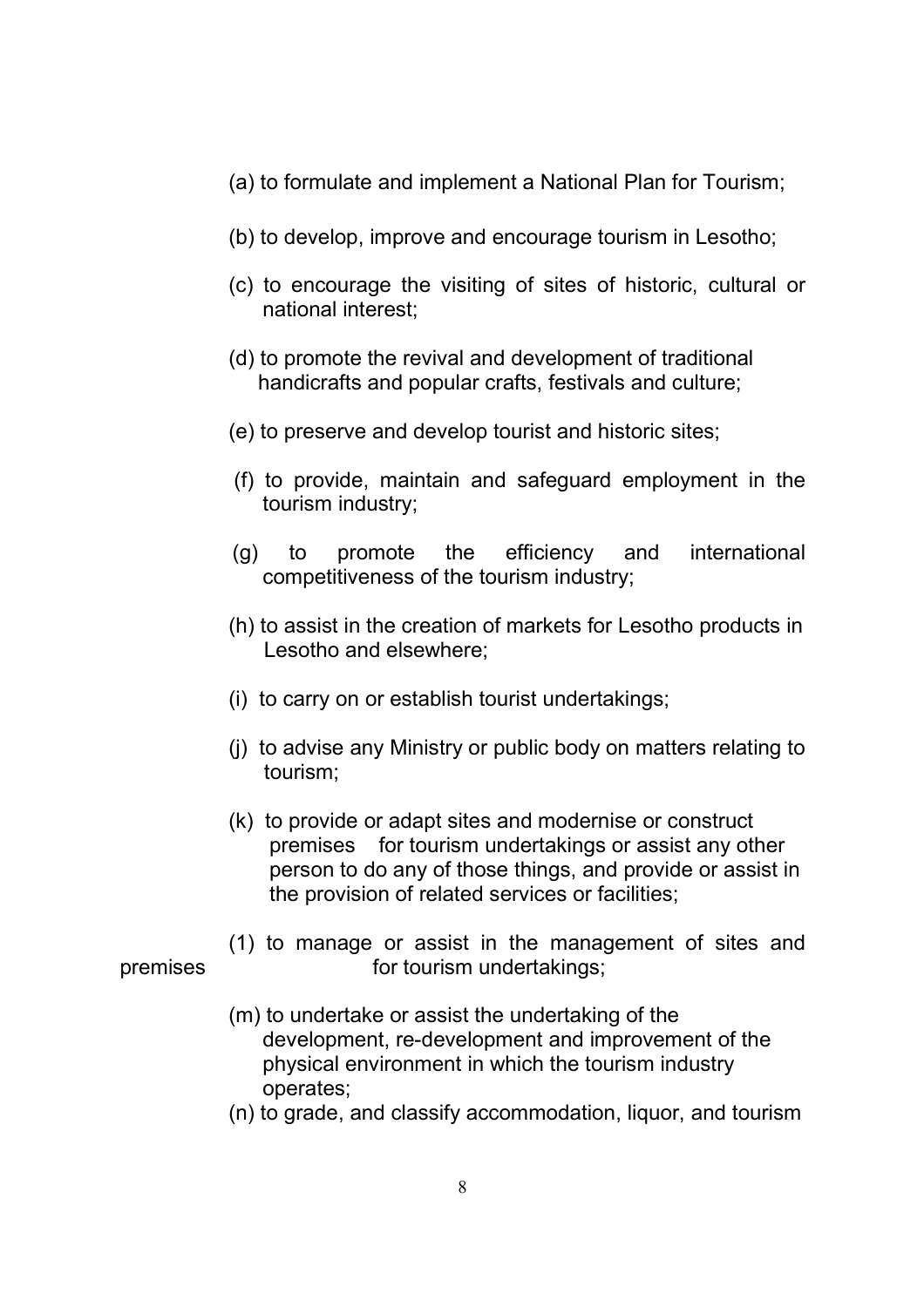(a) to formulate and implement a National Plan for Tourism;

(b) to develop, improve and encourage tourism in Lesotho;

(c) to encourage the visiting of sites of historic, cultural or national interest;

(d) to promote the revival and development of traditional handicrafts and popular crafts, festivals and culture;

(e) to preserve and develop tourist and historic sites;

(f) to provide, maintain and safeguard employment in the tourism industry;

(g) to promote the efficiency and international competitiveness of the tourism industry;

(h) to assist in the creation of markets for Lesotho products in Lesotho and elsewhere;

(i) to carry on or establish tourist undertakings;

(j) to advise any Ministry or public body on matters relating to tourism;

(k) to provide or adapt sites and modernise or construct premises for tourism undertakings or assist any other person to do any of those things, and provide or assist in the provision of related services or facilities;

(1) to manage or assist in the management of sites and premises for tourism undertakings;

(m) to undertake or assist the undertaking of the development, re-development and improvement of the physical environment in which the tourism industry operates;

(n) to grade, and classify accommodation, liquor, and tourism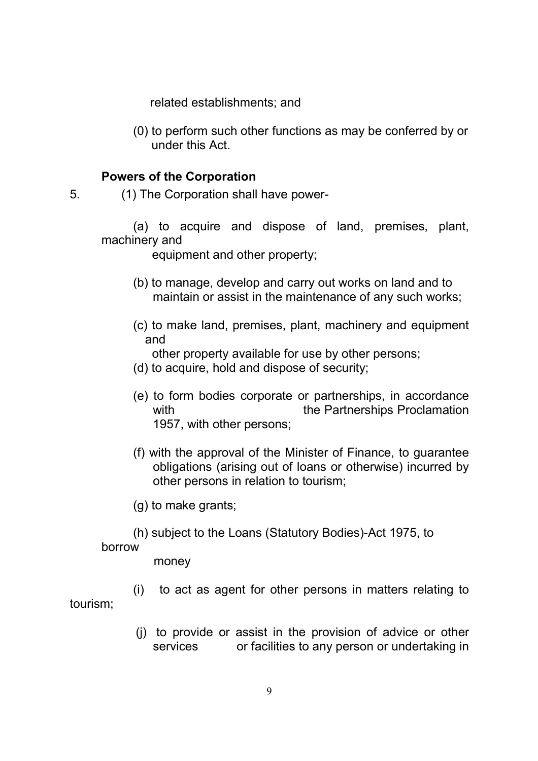related establishments; and

(0) to perform such other functions as may be conferred by or under this Act.

**Powers of the Corporation**

5. (1) The Corporation shall have power-

(a) to acquire and dispose of land, premises, plant, machinery and equipment and other property;

(b) to manage, develop and carry out works on land and to maintain or assist in the maintenance of any such works;

(c) to make land, premises, plant, machinery and equipment and other property available for use by other persons;

(d) to acquire, hold and dispose of security;

(e) to form bodies corporate or partnerships, in accordance with the Partnerships Proclamation 1957, with other persons;

(f) with the approval of the Minister of Finance, to guarantee obligations (arising out of loans or otherwise) incurred by other persons in relation to tourism;

(g) to make grants;

(h) subject to the Loans (Statutory Bodies)-Act 1975, to borrow money

(i) to act as agent for other persons in matters relating to tourism;

(j) to provide or assist in the provision of advice or other services or facilities to any person or undertaking in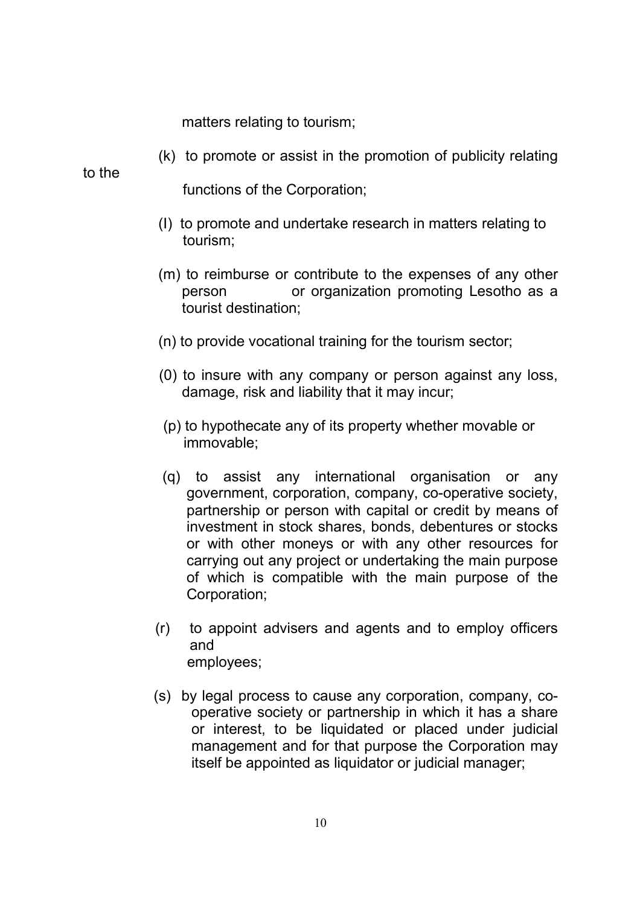matters relating to tourism;

(k) to promote or assist in the promotion of publicity relating to the functions of the Corporation;

(l) to promote and undertake research in matters relating to tourism;

(m) to reimburse or contribute to the expenses of any other person or organization promoting Lesotho as a tourist destination;

(n) to provide vocational training for the tourism sector;

(0) to insure with any company or person against any loss, damage, risk and liability that it may incur;

(p) to hypothecate any of its property whether movable or immovable;

(q) to assist any international organisation or any government, corporation, company, co-operative society, partnership or person with capital or credit by means of investment in stock shares, bonds, debentures or stocks or with other moneys or with any other resources for carrying out any project or undertaking the main purpose of which is compatible with the main purpose of the Corporation;

(r) to appoint advisers and agents and to employ officers and employees;

(s) by legal process to cause any corporation, company, co-operative society or partnership in which it has a share or interest, to be liquidated or placed under judicial management and for that purpose the Corporation may itself be appointed as liquidator or judicial manager;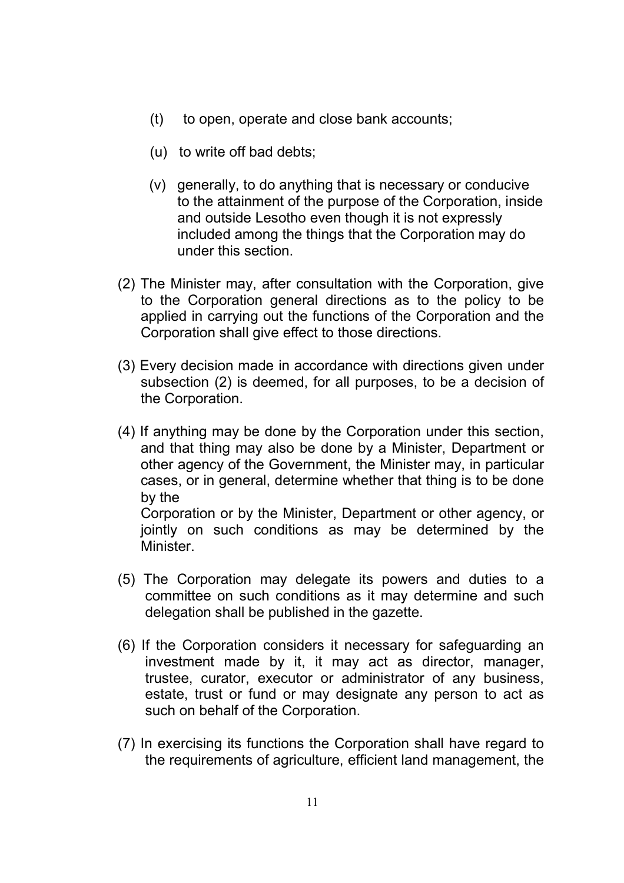(t) to open, operate and close bank accounts;

(u) to write off bad debts;

(v) generally, to do anything that is necessary or conducive to the attainment of the purpose of the Corporation, inside and outside Lesotho even though it is not expressly included among the things that the Corporation may do under this section.

(2) The Minister may, after consultation with the Corporation, give to the Corporation general directions as to the policy to be applied in carrying out the functions of the Corporation and the Corporation shall give effect to those directions.

(3) Every decision made in accordance with directions given under subsection (2) is deemed, for all purposes, to be a decision of the Corporation.

(4) If anything may be done by the Corporation under this section, and that thing may also be done by a Minister, Department or other agency of the Government, the Minister may, in particular cases, or in general, determine whether that thing is to be done by the Corporation or by the Minister, Department or other agency, or jointly on such conditions as may be determined by the Minister.

(5) The Corporation may delegate its powers and duties to a committee on such conditions as it may determine and such delegation shall be published in the gazette.

(6) If the Corporation considers it necessary for safeguarding an investment made by it, it may act as director, manager, trustee, curator, executor or administrator of any business, estate, trust or fund or may designate any person to act as such on behalf of the Corporation.

(7) In exercising its functions the Corporation shall have regard to the requirements of agriculture, efficient land management, the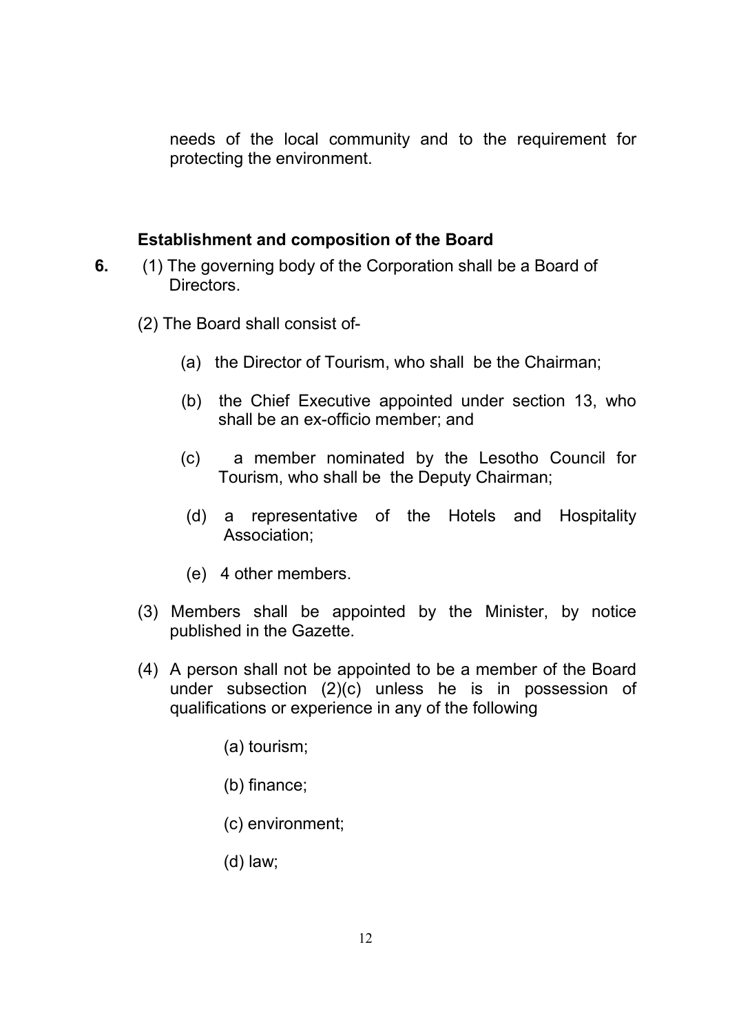needs of the local community and to the requirement for protecting the environment.

### Establishment and composition of the Board

**6.** (1) The governing body of the Corporation shall be a Board of Directors.

(2) The Board shall consist of-

(a) the Director of Tourism, who shall be the Chairman;

(b) the Chief Executive appointed under section 13, who shall be an ex-officio member; and

(c) a member nominated by the Lesotho Council for Tourism, who shall be the Deputy Chairman;

(d) a representative of the Hotels and Hospitality Association;

(e) 4 other members.

(3) Members shall be appointed by the Minister, by notice published in the Gazette.

(4) A person shall not be appointed to be a member of the Board under subsection (2)(c) unless he is in possession of qualifications or experience in any of the following

(a) tourism;

(b) finance;

(c) environment;

(d) law;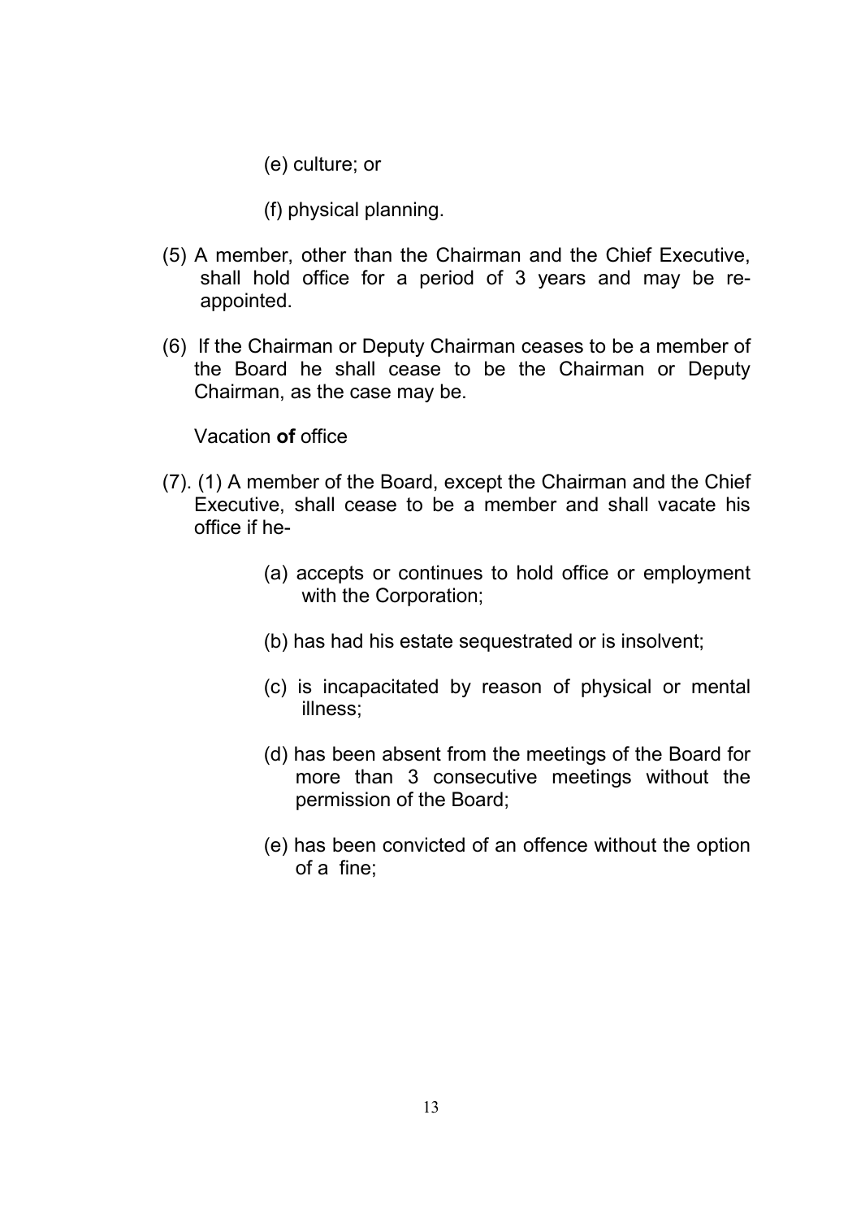(e) culture; or

(f) physical planning.

(5) A member, other than the Chairman and the Chief Executive, shall hold office for a period of 3 years and may be re-appointed.

(6) If the Chairman or Deputy Chairman ceases to be a member of the Board he shall cease to be the Chairman or Deputy Chairman, as the case may be.

Vacation **of** office

(7). (1) A member of the Board, except the Chairman and the Chief Executive, shall cease to be a member and shall vacate his office if he-

(a) accepts or continues to hold office or employment with the Corporation;

(b) has had his estate sequestrated or is insolvent;

(c) is incapacitated by reason of physical or mental illness;

(d) has been absent from the meetings of the Board for more than 3 consecutive meetings without the permission of the Board;

(e) has been convicted of an offence without the option of a fine;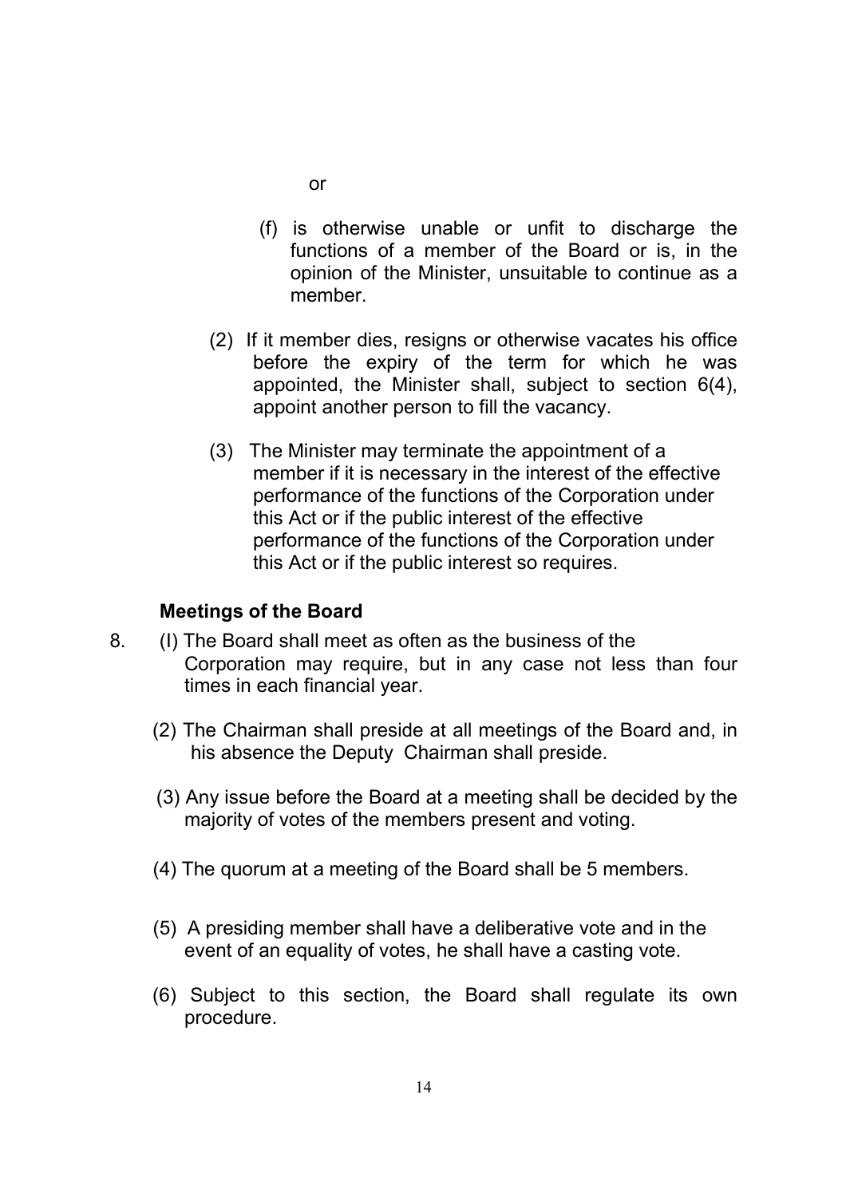or

(f) is otherwise unable or unfit to discharge the functions of a member of the Board or is, in the opinion of the Minister, unsuitable to continue as a member.

(2) If it member dies, resigns or otherwise vacates his office before the expiry of the term for which he was appointed, the Minister shall, subject to section 6(4), appoint another person to fill the vacancy.

(3) The Minister may terminate the appointment of a member if it is necessary in the interest of the effective performance of the functions of the Corporation under this Act or if the public interest of the effective performance of the functions of the Corporation under this Act or if the public interest so requires.

**Meetings of the Board**

8. (I) The Board shall meet as often as the business of the Corporation may require, but in any case not less than four times in each financial year.

(2) The Chairman shall preside at all meetings of the Board and, in his absence the Deputy Chairman shall preside.

(3) Any issue before the Board at a meeting shall be decided by the majority of votes of the members present and voting.

(4) The quorum at a meeting of the Board shall be 5 members.

(5) A presiding member shall have a deliberative vote and in the event of an equality of votes, he shall have a casting vote.

(6) Subject to this section, the Board shall regulate its own procedure.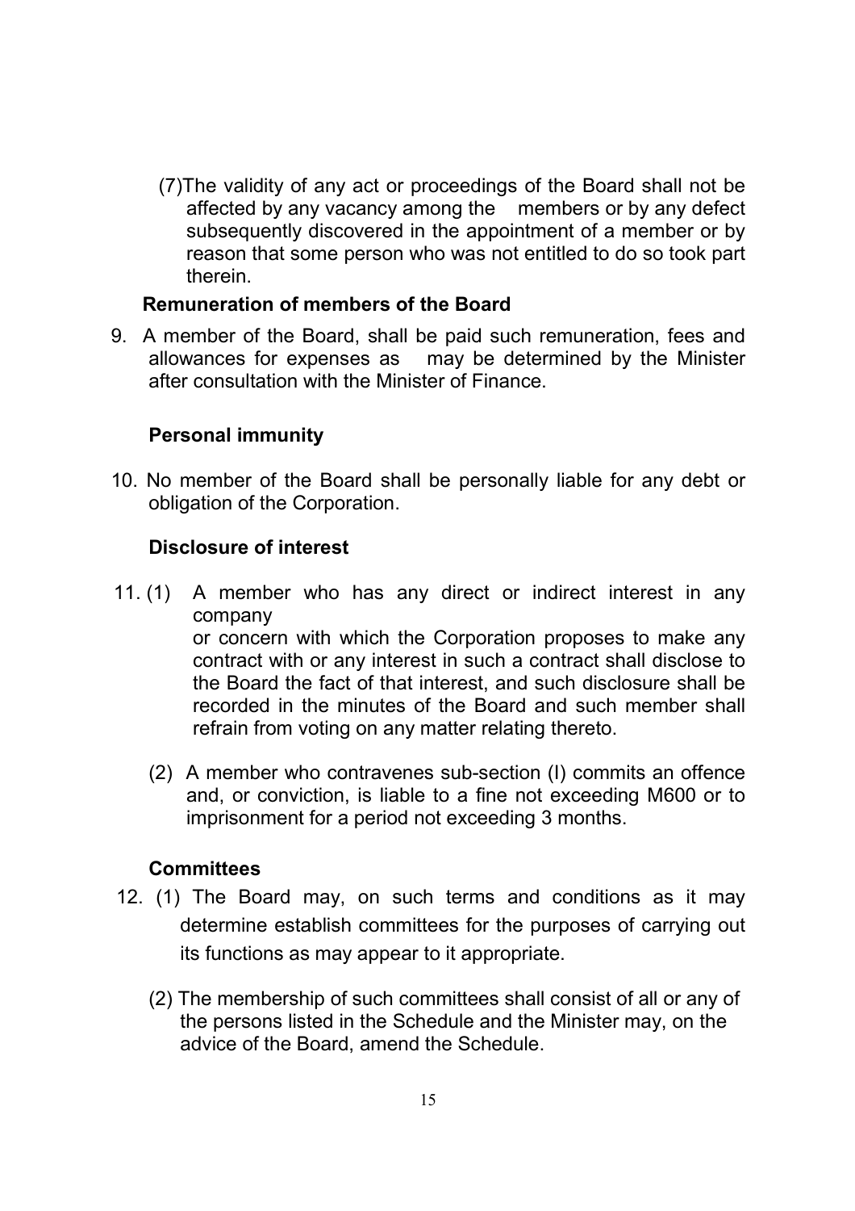(7) The validity of any act or proceedings of the Board shall not be affected by any vacancy among the members or by any defect subsequently discovered in the appointment of a member or by reason that some person who was not entitled to do so took part therein.

**Remuneration of members of the Board**

9. A member of the Board, shall be paid such remuneration, fees and allowances for expenses as may be determined by the Minister after consultation with the Minister of Finance.

**Personal immunity**

10. No member of the Board shall be personally liable for any debt or obligation of the Corporation.

**Disclosure of interest**

11. (1) A member who has any direct or indirect interest in any company or concern with which the Corporation proposes to make any contract with or any interest in such a contract shall disclose to the Board the fact of that interest, and such disclosure shall be recorded in the minutes of the Board and such member shall refrain from voting on any matter relating thereto.

(2) A member who contravenes sub-section (I) commits an offence and, or conviction, is liable to a fine not exceeding M600 or to imprisonment for a period not exceeding 3 months.

**Committees**

12. (1) The Board may, on such terms and conditions as it may determine establish committees for the purposes of carrying out its functions as may appear to it appropriate.

(2) The membership of such committees shall consist of all or any of the persons listed in the Schedule and the Minister may, on the advice of the Board, amend the Schedule.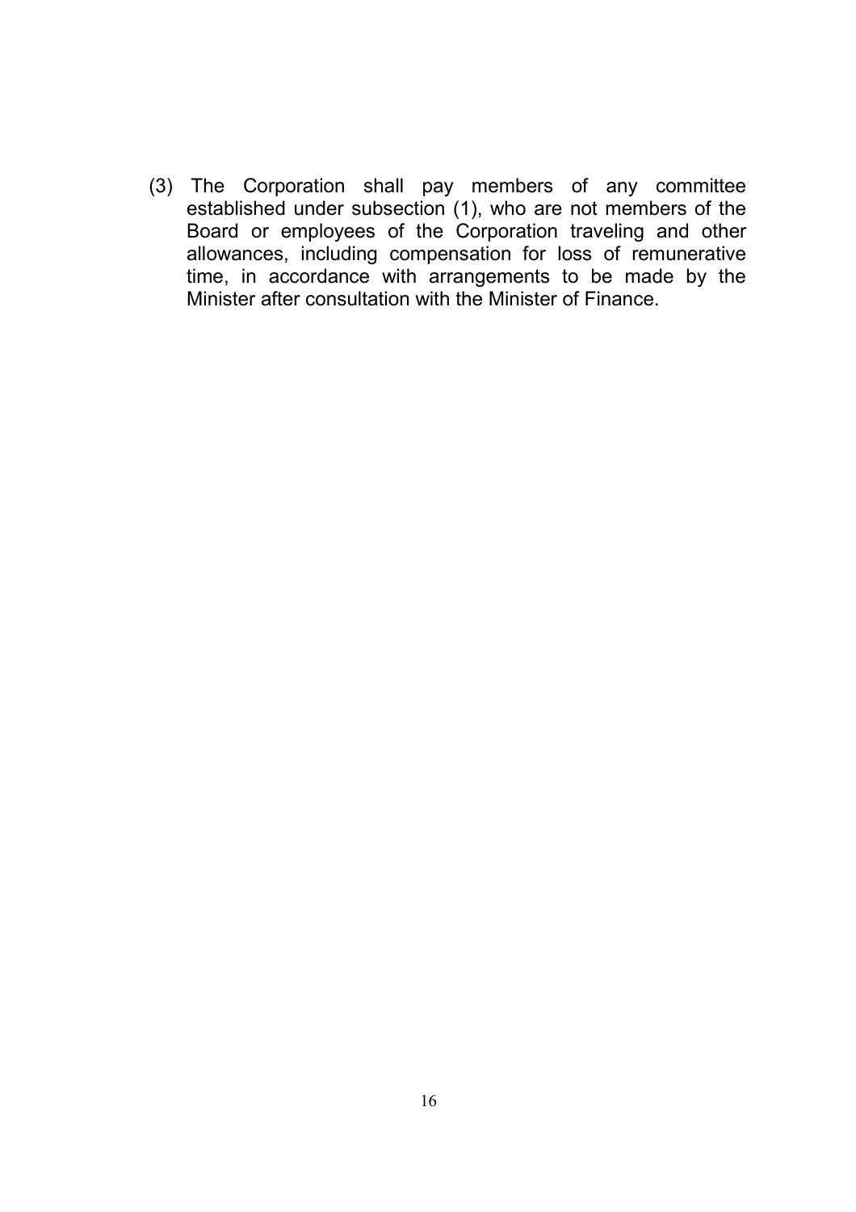(3) The Corporation shall pay members of any committee established under subsection (1), who are not members of the Board or employees of the Corporation traveling and other allowances, including compensation for loss of remunerative time, in accordance with arrangements to be made by the Minister after consultation with the Minister of Finance.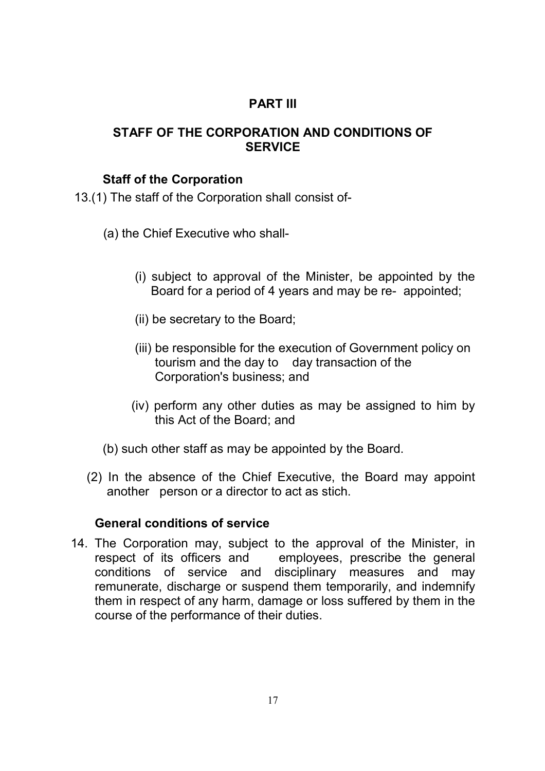## PART III

## STAFF OF THE CORPORATION AND CONDITIONS OF SERVICE

### Staff of the Corporation

13.(1) The staff of the Corporation shall consist of-

(a) the Chief Executive who shall-

(i) subject to approval of the Minister, be appointed by the Board for a period of 4 years and may be re- appointed;

(ii) be secretary to the Board;

(iii) be responsible for the execution of Government policy on tourism and the day to day transaction of the Corporation's business; and

(iv) perform any other duties as may be assigned to him by this Act of the Board; and

(b) such other staff as may be appointed by the Board.

(2) In the absence of the Chief Executive, the Board may appoint another person or a director to act as stich.

### General conditions of service

14. The Corporation may, subject to the approval of the Minister, in respect of its officers and employees, prescribe the general conditions of service and disciplinary measures and may remunerate, discharge or suspend them temporarily, and indemnify them in respect of any harm, damage or loss suffered by them in the course of the performance of their duties.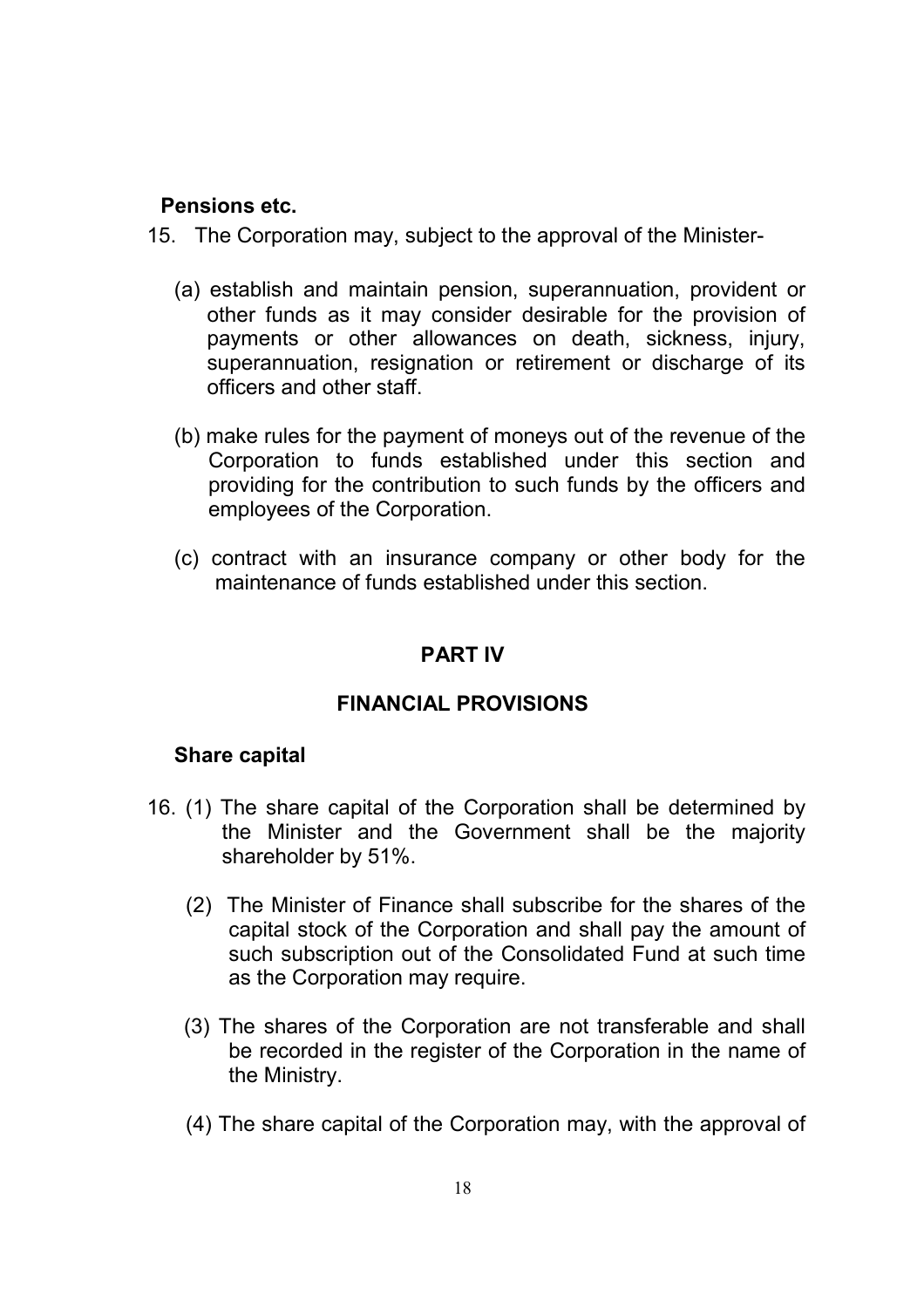**Pensions etc.**

15. The Corporation may, subject to the approval of the Minister-

   (a) establish and maintain pension, superannuation, provident or other funds as it may consider desirable for the provision of payments or other allowances on death, sickness, injury, superannuation, resignation or retirement or discharge of its officers and other staff.

   (b) make rules for the payment of moneys out of the revenue of the Corporation to funds established under this section and providing for the contribution to such funds by the officers and employees of the Corporation.

   (c) contract with an insurance company or other body for the maintenance of funds established under this section.

## PART IV

## FINANCIAL PROVISIONS

**Share capital**

16. (1) The share capital of the Corporation shall be determined by the Minister and the Government shall be the majority shareholder by 51%.

   (2) The Minister of Finance shall subscribe for the shares of the capital stock of the Corporation and shall pay the amount of such subscription out of the Consolidated Fund at such time as the Corporation may require.

   (3) The shares of the Corporation are not transferable and shall be recorded in the register of the Corporation in the name of the Ministry.

   (4) The share capital of the Corporation may, with the approval of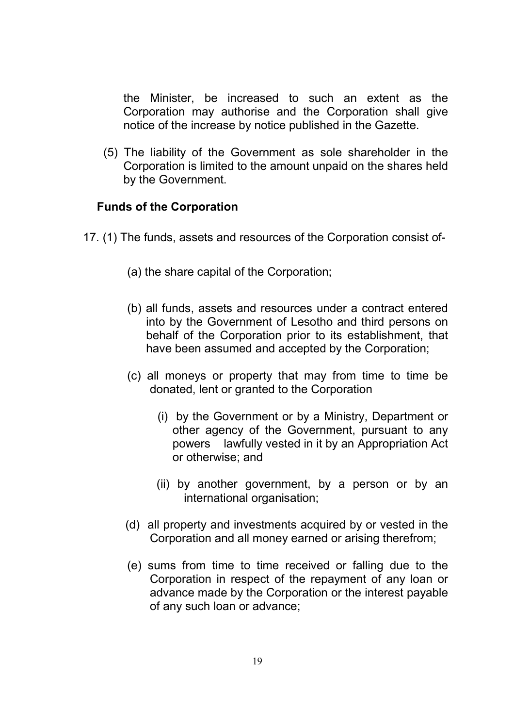the Minister, be increased to such an extent as the Corporation may authorise and the Corporation shall give notice of the increase by notice published in the Gazette.

(5) The liability of the Government as sole shareholder in the Corporation is limited to the amount unpaid on the shares held by the Government.

**Funds of the Corporation**

17. (1) The funds, assets and resources of the Corporation consist of-

(a) the share capital of the Corporation;

(b) all funds, assets and resources under a contract entered into by the Government of Lesotho and third persons on behalf of the Corporation prior to its establishment, that have been assumed and accepted by the Corporation;

(c) all moneys or property that may from time to time be donated, lent or granted to the Corporation

(i) by the Government or by a Ministry, Department or other agency of the Government, pursuant to any powers lawfully vested in it by an Appropriation Act or otherwise; and

(ii) by another government, by a person or by an international organisation;

(d) all property and investments acquired by or vested in the Corporation and all money earned or arising therefrom;

(e) sums from time to time received or falling due to the Corporation in respect of the repayment of any loan or advance made by the Corporation or the interest payable of any such loan or advance;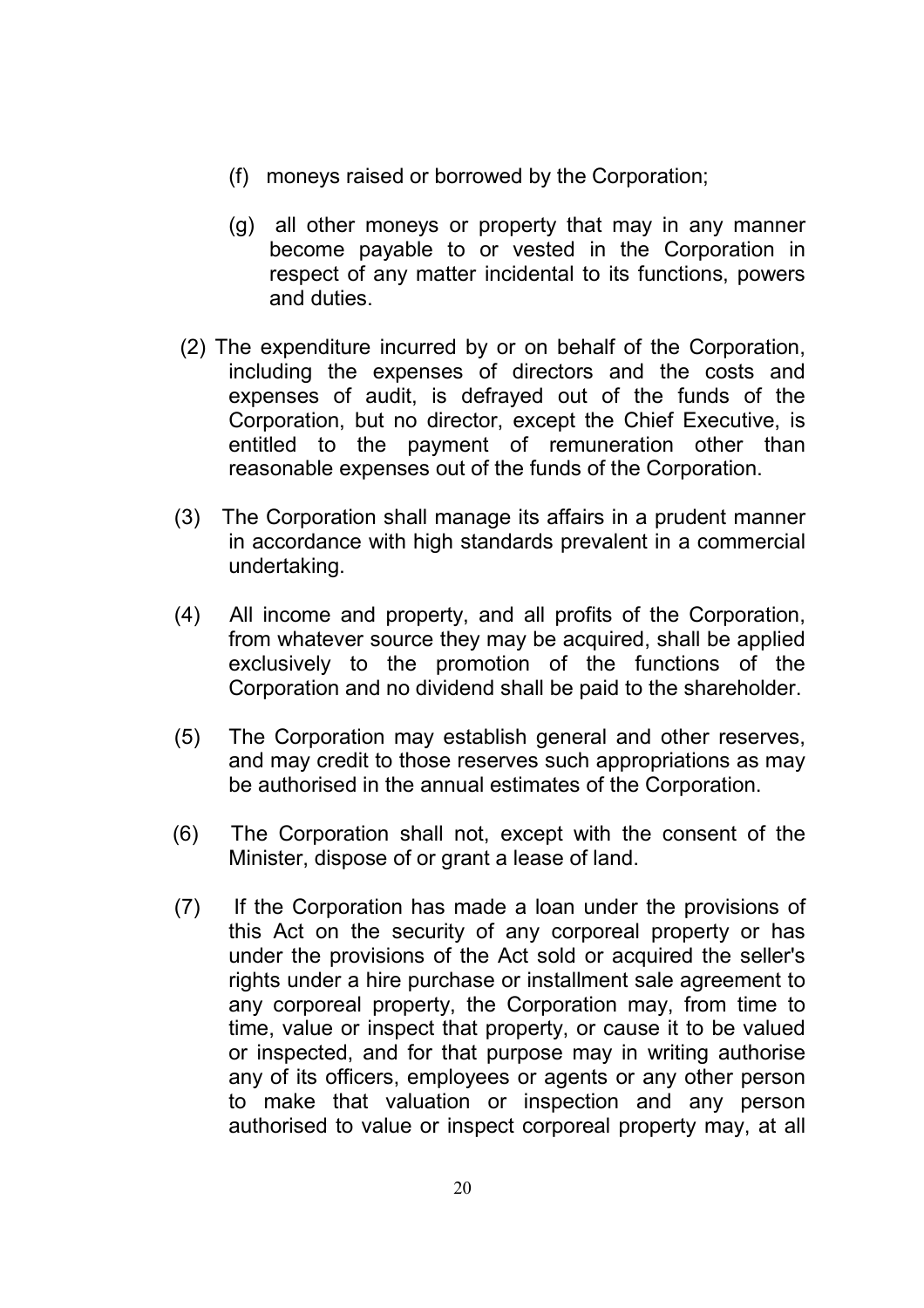(f) moneys raised or borrowed by the Corporation;

(g) all other moneys or property that may in any manner become payable to or vested in the Corporation in respect of any matter incidental to its functions, powers and duties.

(2) The expenditure incurred by or on behalf of the Corporation, including the expenses of directors and the costs and expenses of audit, is defrayed out of the funds of the Corporation, but no director, except the Chief Executive, is entitled to the payment of remuneration other than reasonable expenses out of the funds of the Corporation.

(3) The Corporation shall manage its affairs in a prudent manner in accordance with high standards prevalent in a commercial undertaking.

(4) All income and property, and all profits of the Corporation, from whatever source they may be acquired, shall be applied exclusively to the promotion of the functions of the Corporation and no dividend shall be paid to the shareholder.

(5) The Corporation may establish general and other reserves, and may credit to those reserves such appropriations as may be authorised in the annual estimates of the Corporation.

(6) The Corporation shall not, except with the consent of the Minister, dispose of or grant a lease of land.

(7) If the Corporation has made a loan under the provisions of this Act on the security of any corporeal property or has under the provisions of the Act sold or acquired the seller's rights under a hire purchase or installment sale agreement to any corporeal property, the Corporation may, from time to time, value or inspect that property, or cause it to be valued or inspected, and for that purpose may in writing authorise any of its officers, employees or agents or any other person to make that valuation or inspection and any person authorised to value or inspect corporeal property may, at all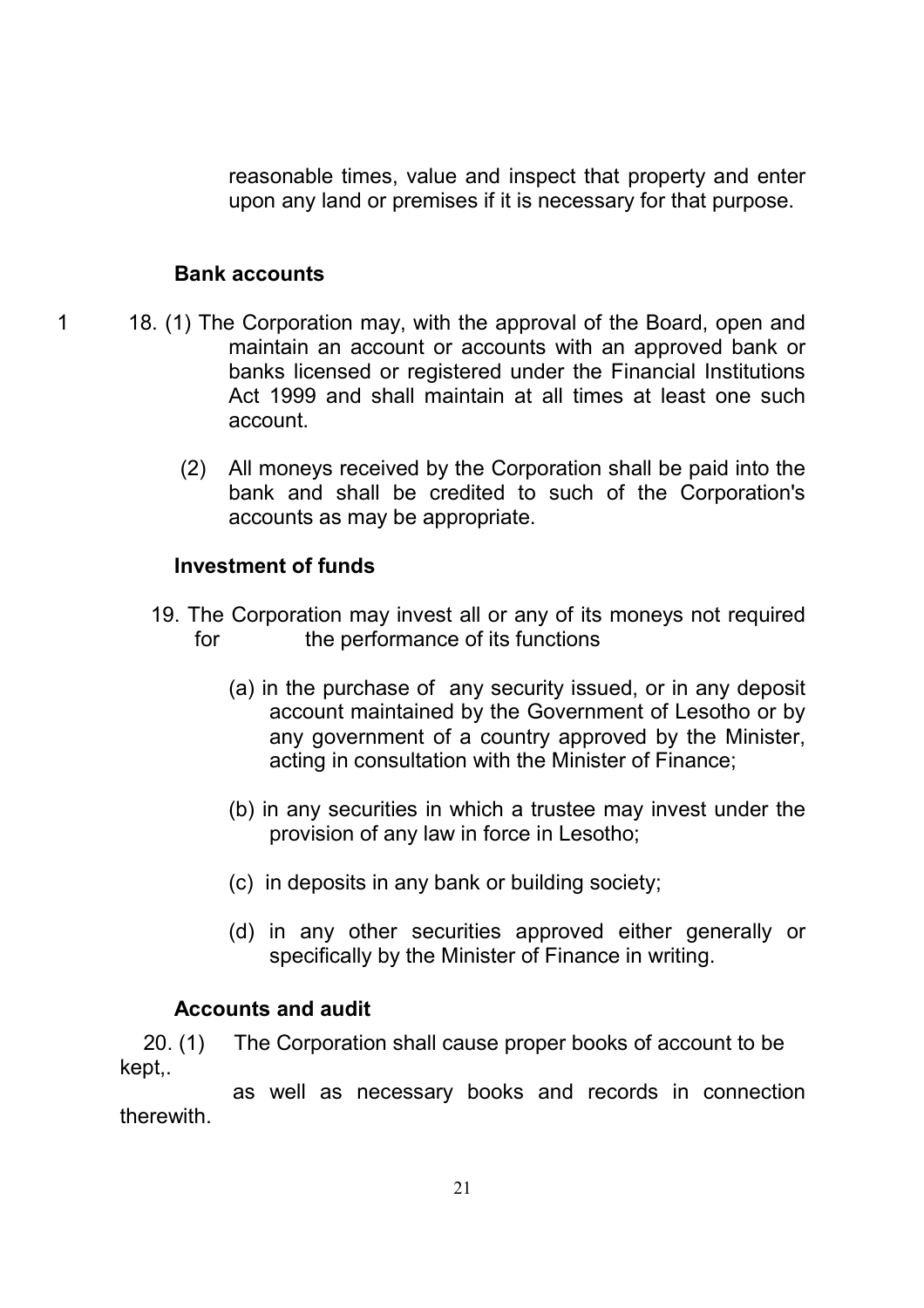reasonable times, value and inspect that property and enter upon any land or premises if it is necessary for that purpose.

**Bank accounts**

1 18. (1) The Corporation may, with the approval of the Board, open and maintain an account or accounts with an approved bank or banks licensed or registered under the Financial Institutions Act 1999 and shall maintain at all times at least one such account.

(2) All moneys received by the Corporation shall be paid into the bank and shall be credited to such of the Corporation's accounts as may be appropriate.

**Investment of funds**

19. The Corporation may invest all or any of its moneys not required for the performance of its functions

(a) in the purchase of any security issued, or in any deposit account maintained by the Government of Lesotho or by any government of a country approved by the Minister, acting in consultation with the Minister of Finance;

(b) in any securities in which a trustee may invest under the provision of any law in force in Lesotho;

(c) in deposits in any bank or building society;

(d) in any other securities approved either generally or specifically by the Minister of Finance in writing.

**Accounts and audit**

20. (1) The Corporation shall cause proper books of account to be kept,. as well as necessary books and records in connection therewith.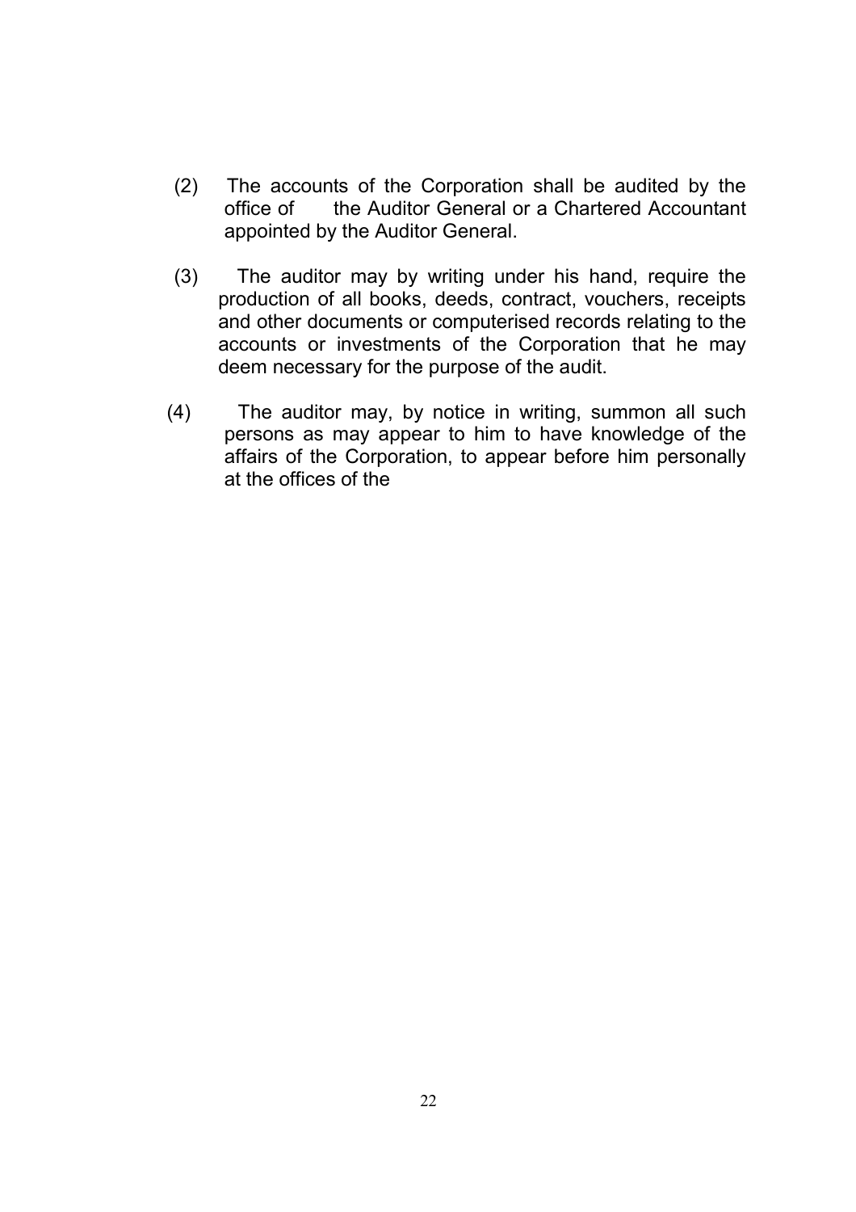(2) The accounts of the Corporation shall be audited by the office of the Auditor General or a Chartered Accountant appointed by the Auditor General.

(3) The auditor may by writing under his hand, require the production of all books, deeds, contract, vouchers, receipts and other documents or computerised records relating to the accounts or investments of the Corporation that he may deem necessary for the purpose of the audit.

(4) The auditor may, by notice in writing, summon all such persons as may appear to him to have knowledge of the affairs of the Corporation, to appear before him personally at the offices of the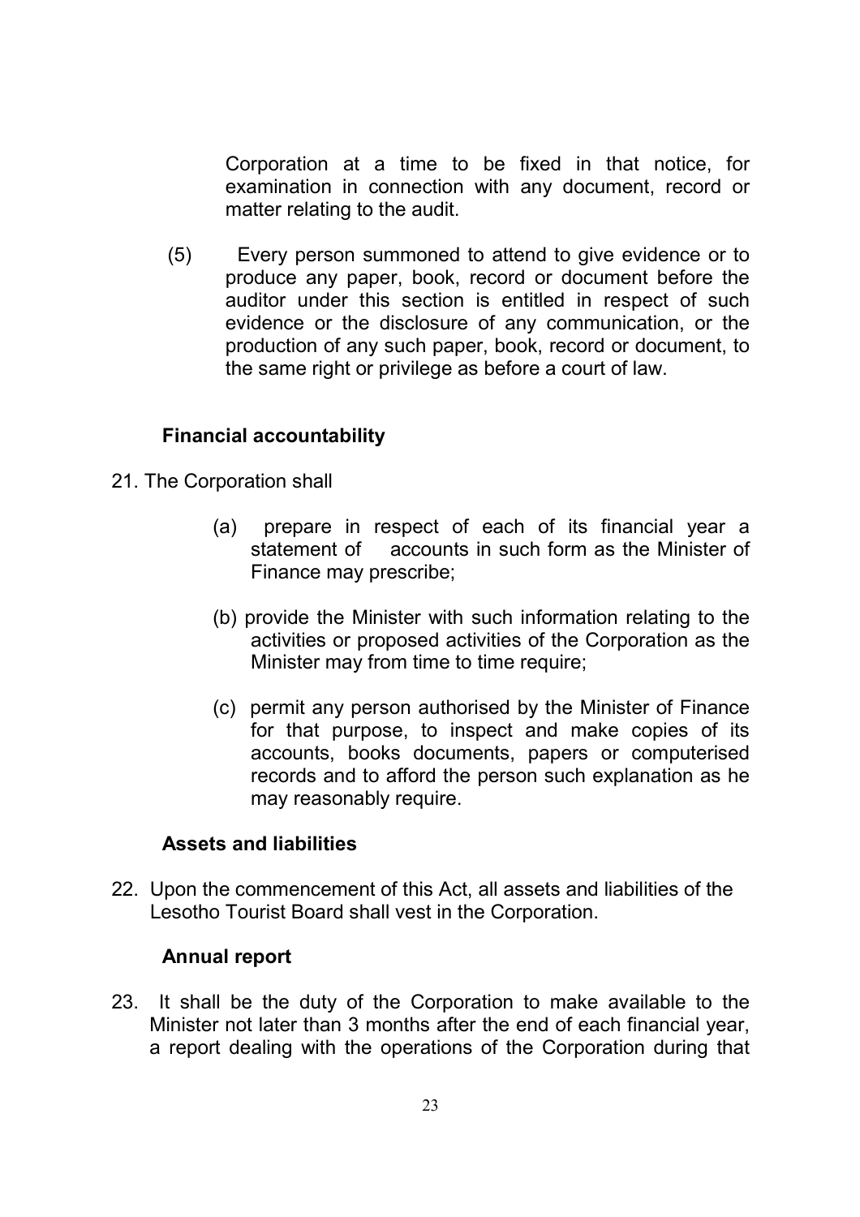Corporation at a time to be fixed in that notice, for examination in connection with any document, record or matter relating to the audit.

(5) Every person summoned to attend to give evidence or to produce any paper, book, record or document before the auditor under this section is entitled in respect of such evidence or the disclosure of any communication, or the production of any such paper, book, record or document, to the same right or privilege as before a court of law.

**Financial accountability**

21. The Corporation shall

(a) prepare in respect of each of its financial year a statement of accounts in such form as the Minister of Finance may prescribe;

(b) provide the Minister with such information relating to the activities or proposed activities of the Corporation as the Minister may from time to time require;

(c) permit any person authorised by the Minister of Finance for that purpose, to inspect and make copies of its accounts, books documents, papers or computerised records and to afford the person such explanation as he may reasonably require.

**Assets and liabilities**

22. Upon the commencement of this Act, all assets and liabilities of the Lesotho Tourist Board shall vest in the Corporation.

**Annual report**

23. It shall be the duty of the Corporation to make available to the Minister not later than 3 months after the end of each financial year, a report dealing with the operations of the Corporation during that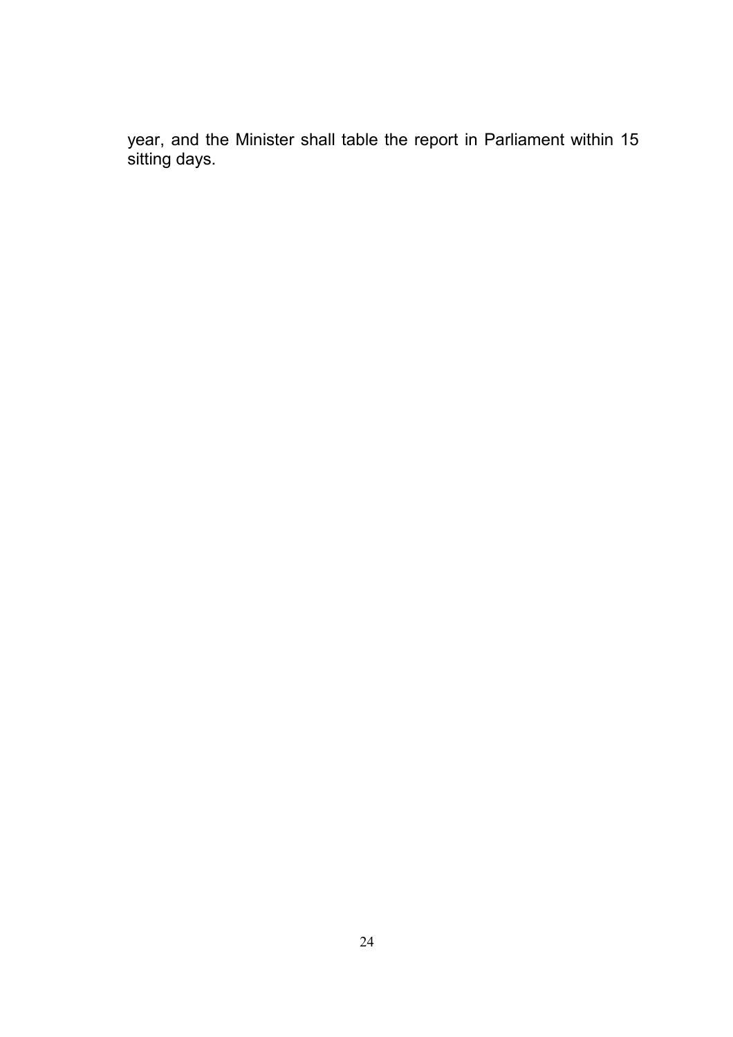year, and the Minister shall table the report in Parliament within 15 sitting days.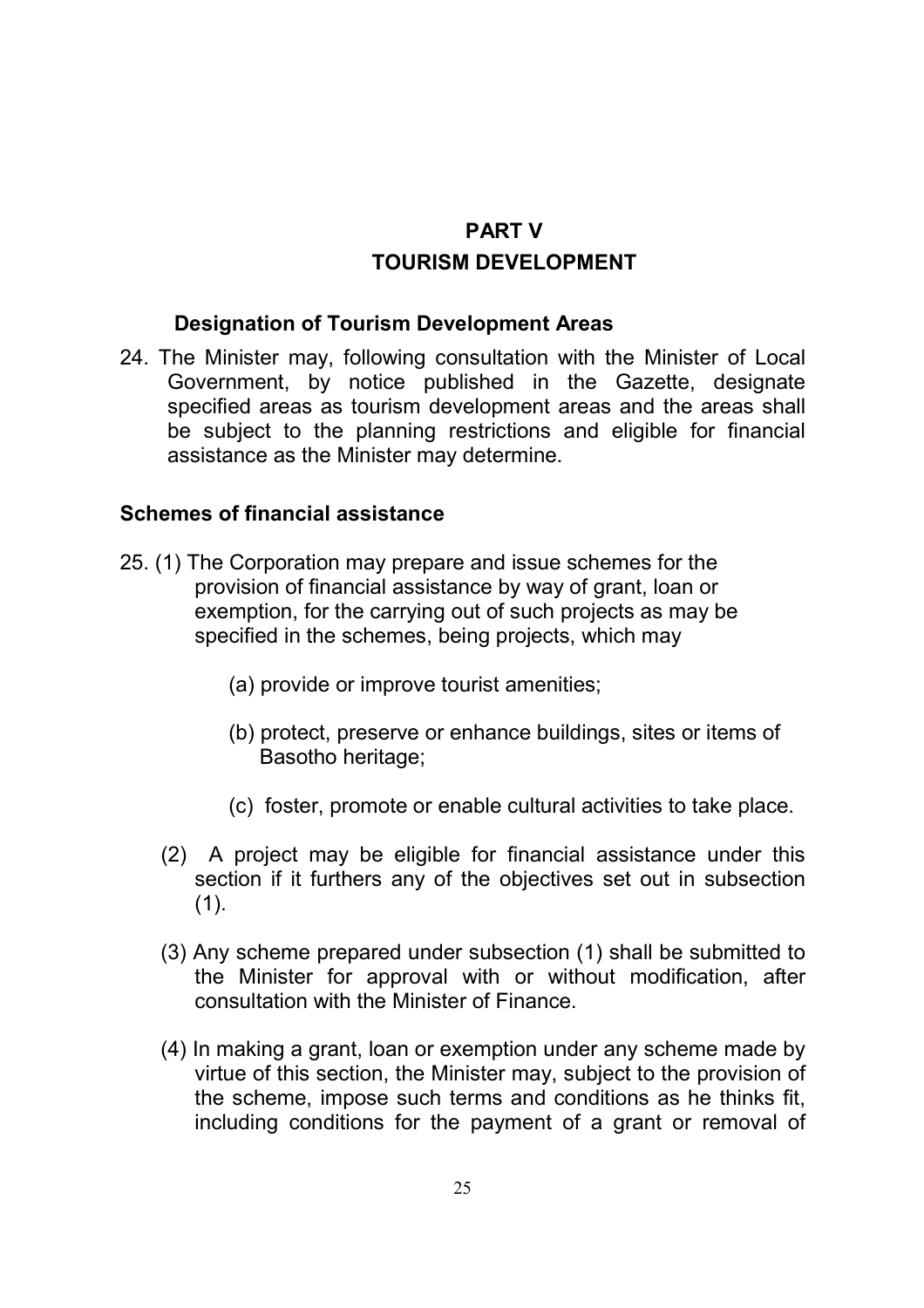# PART V

## TOURISM DEVELOPMENT

### Designation of Tourism Development Areas

24. The Minister may, following consultation with the Minister of Local Government, by notice published in the Gazette, designate specified areas as tourism development areas and the areas shall be subject to the planning restrictions and eligible for financial assistance as the Minister may determine.

### Schemes of financial assistance

25. (1) The Corporation may prepare and issue schemes for the provision of financial assistance by way of grant, loan or exemption, for the carrying out of such projects as may be specified in the schemes, being projects, which may

    (a) provide or improve tourist amenities;

    (b) protect, preserve or enhance buildings, sites or items of Basotho heritage;

    (c) foster, promote or enable cultural activities to take place.

    (2) A project may be eligible for financial assistance under this section if it furthers any of the objectives set out in subsection (1).

    (3) Any scheme prepared under subsection (1) shall be submitted to the Minister for approval with or without modification, after consultation with the Minister of Finance.

    (4) In making a grant, loan or exemption under any scheme made by virtue of this section, the Minister may, subject to the provision of the scheme, impose such terms and conditions as he thinks fit, including conditions for the payment of a grant or removal of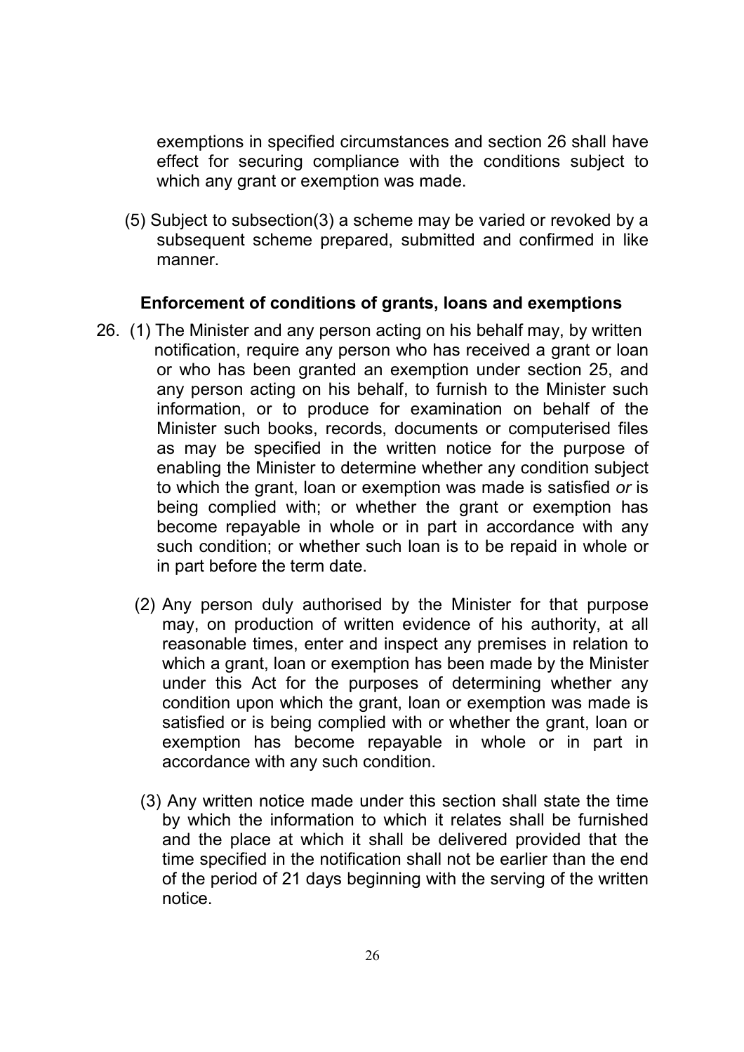exemptions in specified circumstances and section 26 shall have effect for securing compliance with the conditions subject to which any grant or exemption was made.

(5) Subject to subsection(3) a scheme may be varied or revoked by a subsequent scheme prepared, submitted and confirmed in like manner.

**Enforcement of conditions of grants, loans and exemptions**

26. (1) The Minister and any person acting on his behalf may, by written notification, require any person who has received a grant or loan or who has been granted an exemption under section 25, and any person acting on his behalf, to furnish to the Minister such information, or to produce for examination on behalf of the Minister such books, records, documents or computerised files as may be specified in the written notice for the purpose of enabling the Minister to determine whether any condition subject to which the grant, loan or exemption was made is satisfied *or* is being complied with; or whether the grant or exemption has become repayable in whole or in part in accordance with any such condition; or whether such loan is to be repaid in whole or in part before the term date.

(2) Any person duly authorised by the Minister for that purpose may, on production of written evidence of his authority, at all reasonable times, enter and inspect any premises in relation to which a grant, loan or exemption has been made by the Minister under this Act for the purposes of determining whether any condition upon which the grant, loan or exemption was made is satisfied or is being complied with or whether the grant, loan or exemption has become repayable in whole or in part in accordance with any such condition.

(3) Any written notice made under this section shall state the time by which the information to which it relates shall be furnished and the place at which it shall be delivered provided that the time specified in the notification shall not be earlier than the end of the period of 21 days beginning with the serving of the written notice.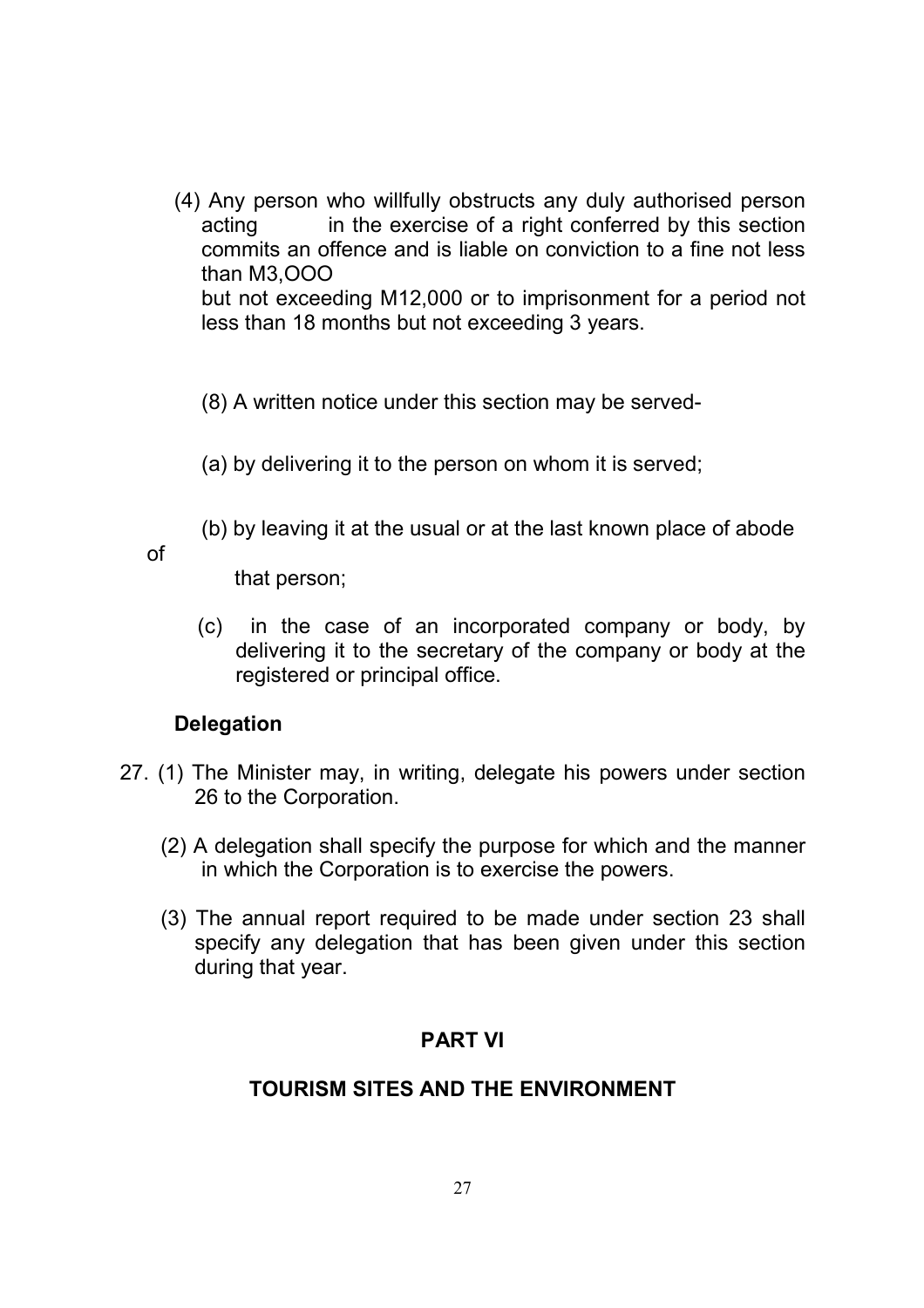(4) Any person who willfully obstructs any duly authorised person acting in the exercise of a right conferred by this section commits an offence and is liable on conviction to a fine not less than M3,OOO but not exceeding M12,000 or to imprisonment for a period not less than 18 months but not exceeding 3 years.

(8) A written notice under this section may be served-

(a) by delivering it to the person on whom it is served;

(b) by leaving it at the usual or at the last known place of abode of that person;

(c) in the case of an incorporated company or body, by delivering it to the secretary of the company or body at the registered or principal office.

**Delegation**

27. (1) The Minister may, in writing, delegate his powers under section 26 to the Corporation.

(2) A delegation shall specify the purpose for which and the manner in which the Corporation is to exercise the powers.

(3) The annual report required to be made under section 23 shall specify any delegation that has been given under this section during that year.

## PART VI

## TOURISM SITES AND THE ENVIRONMENT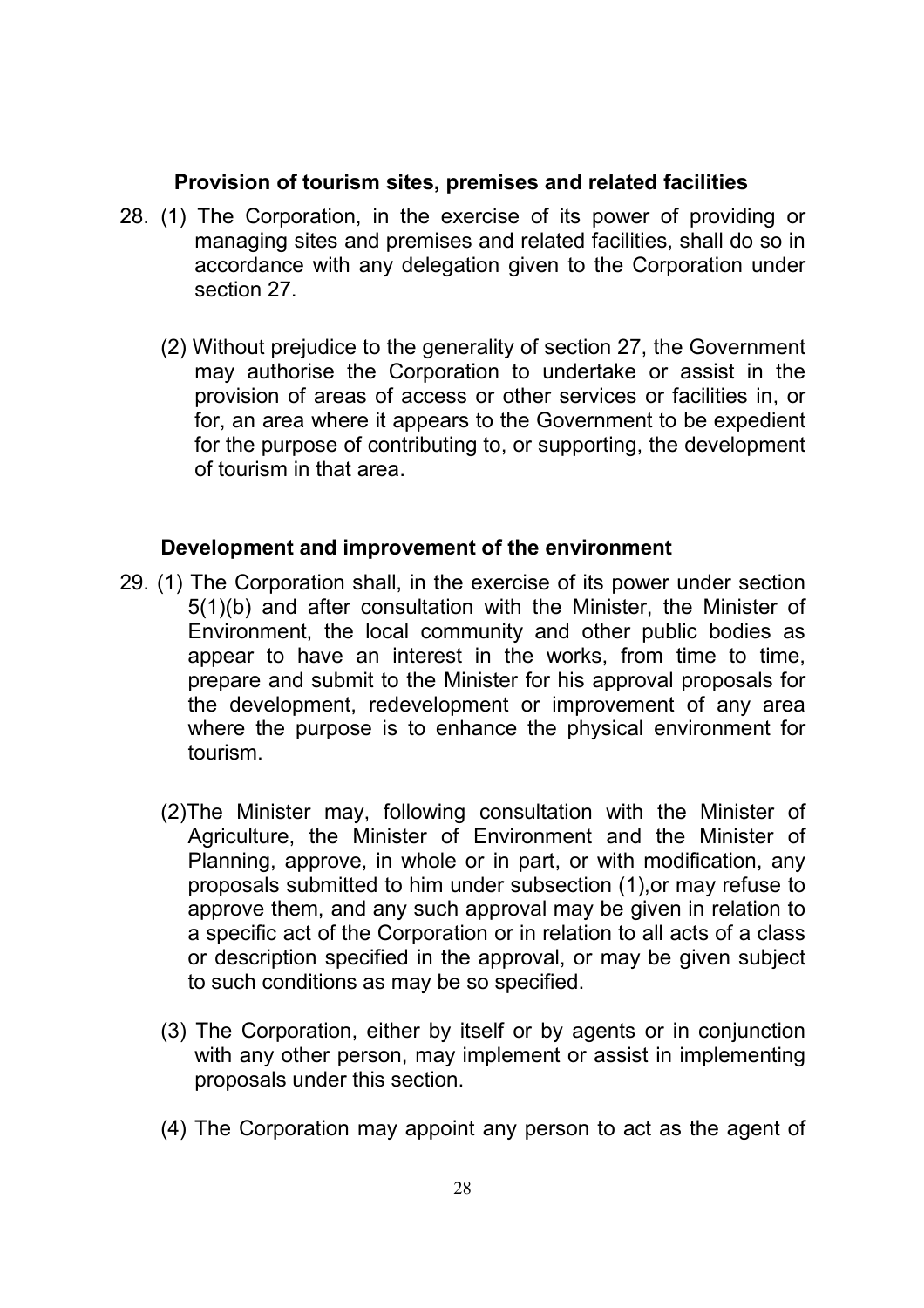**Provision of tourism sites, premises and related facilities**

28. (1) The Corporation, in the exercise of its power of providing or managing sites and premises and related facilities, shall do so in accordance with any delegation given to the Corporation under section 27.

    (2) Without prejudice to the generality of section 27, the Government may authorise the Corporation to undertake or assist in the provision of areas of access or other services or facilities in, or for, an area where it appears to the Government to be expedient for the purpose of contributing to, or supporting, the development of tourism in that area.

**Development and improvement of the environment**

29. (1) The Corporation shall, in the exercise of its power under section 5(1)(b) and after consultation with the Minister, the Minister of Environment, the local community and other public bodies as appear to have an interest in the works, from time to time, prepare and submit to the Minister for his approval proposals for the development, redevelopment or improvement of any area where the purpose is to enhance the physical environment for tourism.

    (2)The Minister may, following consultation with the Minister of Agriculture, the Minister of Environment and the Minister of Planning, approve, in whole or in part, or with modification, any proposals submitted to him under subsection (1),or may refuse to approve them, and any such approval may be given in relation to a specific act of the Corporation or in relation to all acts of a class or description specified in the approval, or may be given subject to such conditions as may be so specified.

    (3) The Corporation, either by itself or by agents or in conjunction with any other person, may implement or assist in implementing proposals under this section.

    (4) The Corporation may appoint any person to act as the agent of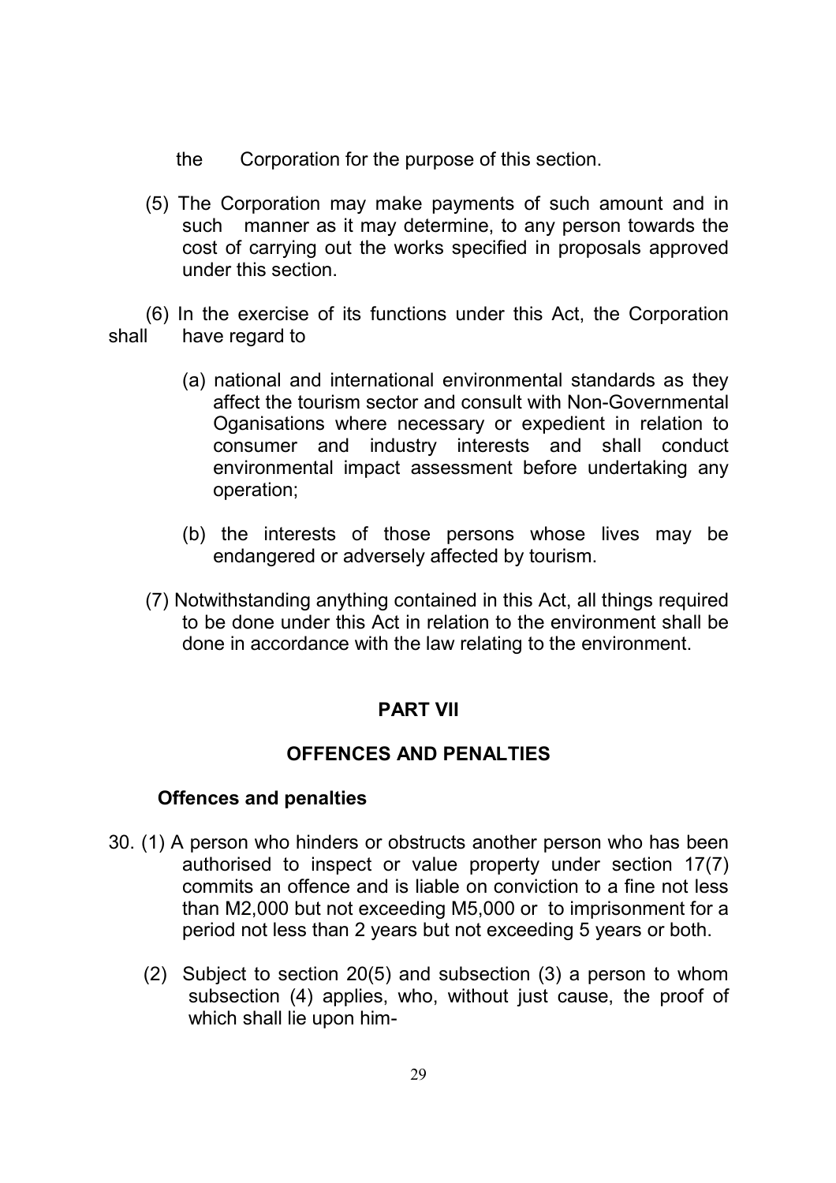the Corporation for the purpose of this section.

(5) The Corporation may make payments of such amount and in such manner as it may determine, to any person towards the cost of carrying out the works specified in proposals approved under this section.

(6) In the exercise of its functions under this Act, the Corporation shall have regard to

(a) national and international environmental standards as they affect the tourism sector and consult with Non-Governmental Oganisations where necessary or expedient in relation to consumer and industry interests and shall conduct environmental impact assessment before undertaking any operation;

(b) the interests of those persons whose lives may be endangered or adversely affected by tourism.

(7) Notwithstanding anything contained in this Act, all things required to be done under this Act in relation to the environment shall be done in accordance with the law relating to the environment.

## PART VII

## OFFENCES AND PENALTIES

### Offences and penalties

30. (1) A person who hinders or obstructs another person who has been authorised to inspect or value property under section 17(7) commits an offence and is liable on conviction to a fine not less than M2,000 but not exceeding M5,000 or to imprisonment for a period not less than 2 years but not exceeding 5 years or both.

(2) Subject to section 20(5) and subsection (3) a person to whom subsection (4) applies, who, without just cause, the proof of which shall lie upon him-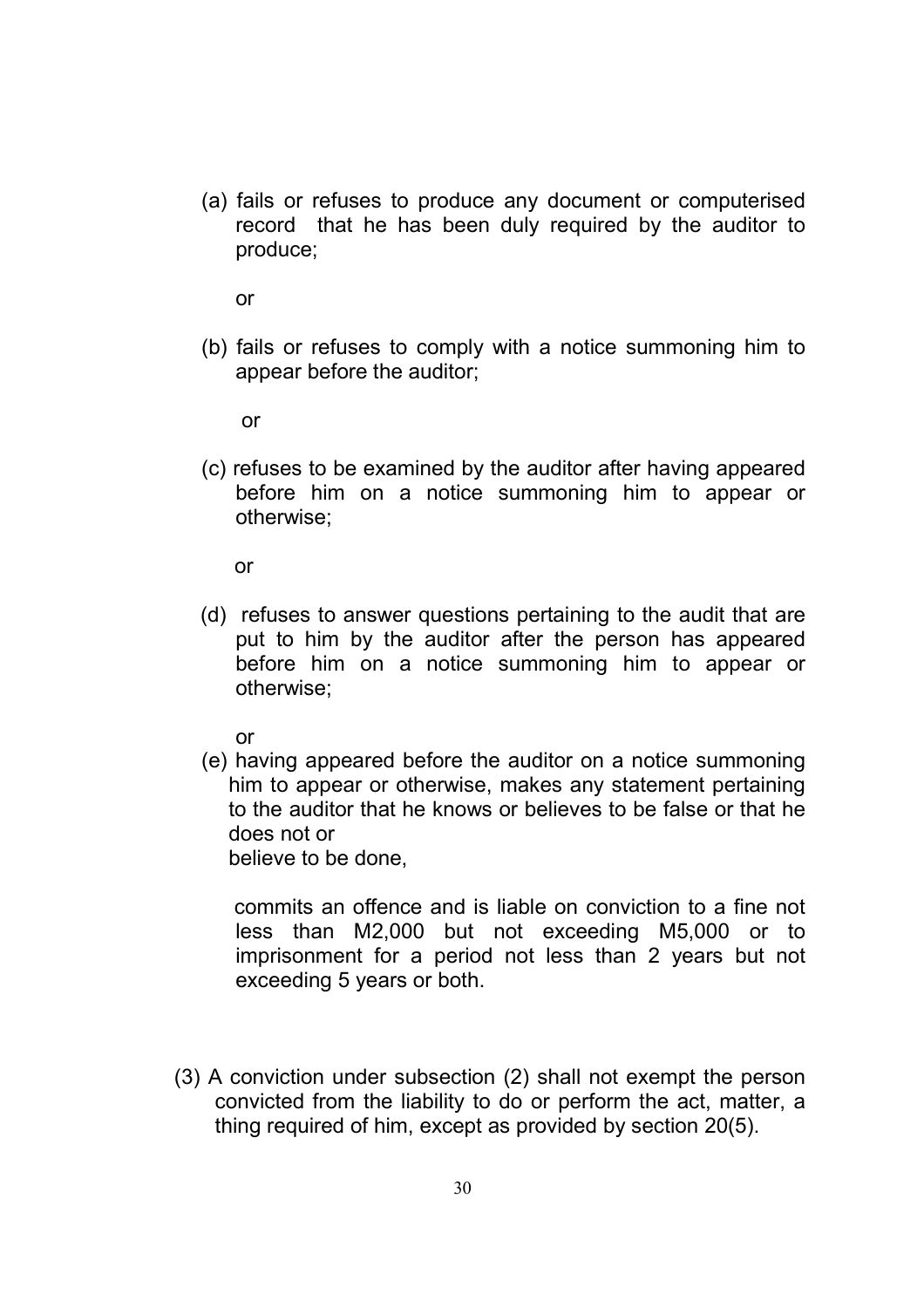(a) fails or refuses to produce any document or computerised record that he has been duly required by the auditor to produce;

or

(b) fails or refuses to comply with a notice summoning him to appear before the auditor;

or

(c) refuses to be examined by the auditor after having appeared before him on a notice summoning him to appear or otherwise;

or

(d) refuses to answer questions pertaining to the audit that are put to him by the auditor after the person has appeared before him on a notice summoning him to appear or otherwise;

or

(e) having appeared before the auditor on a notice summoning him to appear or otherwise, makes any statement pertaining to the auditor that he knows or believes to be false or that he does not or
believe to be done,

commits an offence and is liable on conviction to a fine not less than M2,000 but not exceeding M5,000 or to imprisonment for a period not less than 2 years but not exceeding 5 years or both.

(3) A conviction under subsection (2) shall not exempt the person convicted from the liability to do or perform the act, matter, a thing required of him, except as provided by section 20(5).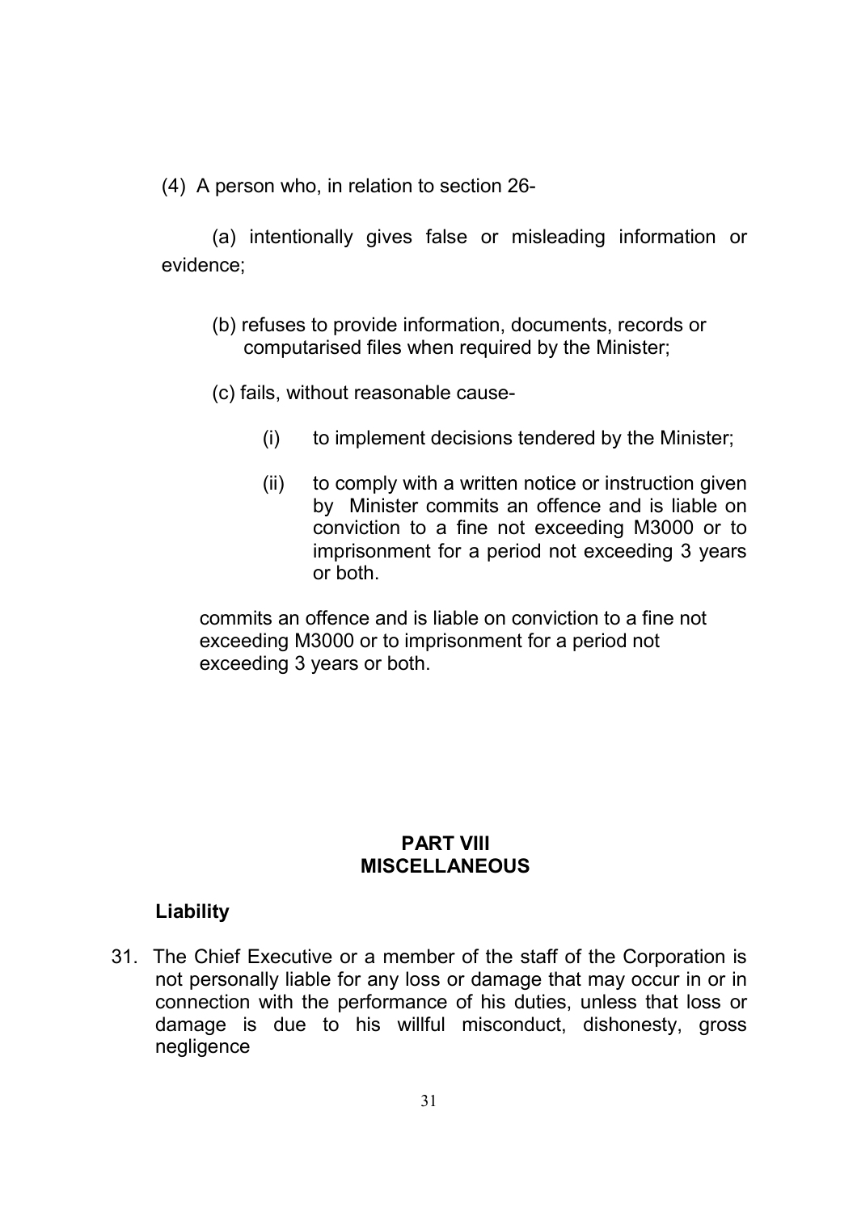(4) A person who, in relation to section 26-

(a) intentionally gives false or misleading information or evidence;

(b) refuses to provide information, documents, records or computarised files when required by the Minister;

(c) fails, without reasonable cause-

(i) to implement decisions tendered by the Minister;

(ii) to comply with a written notice or instruction given by Minister commits an offence and is liable on conviction to a fine not exceeding M3000 or to imprisonment for a period not exceeding 3 years or both.

commits an offence and is liable on conviction to a fine not exceeding M3000 or to imprisonment for a period not exceeding 3 years or both.

## PART VIII
## MISCELLANEOUS

**Liability**

31. The Chief Executive or a member of the staff of the Corporation is not personally liable for any loss or damage that may occur in or in connection with the performance of his duties, unless that loss or damage is due to his willful misconduct, dishonesty, gross negligence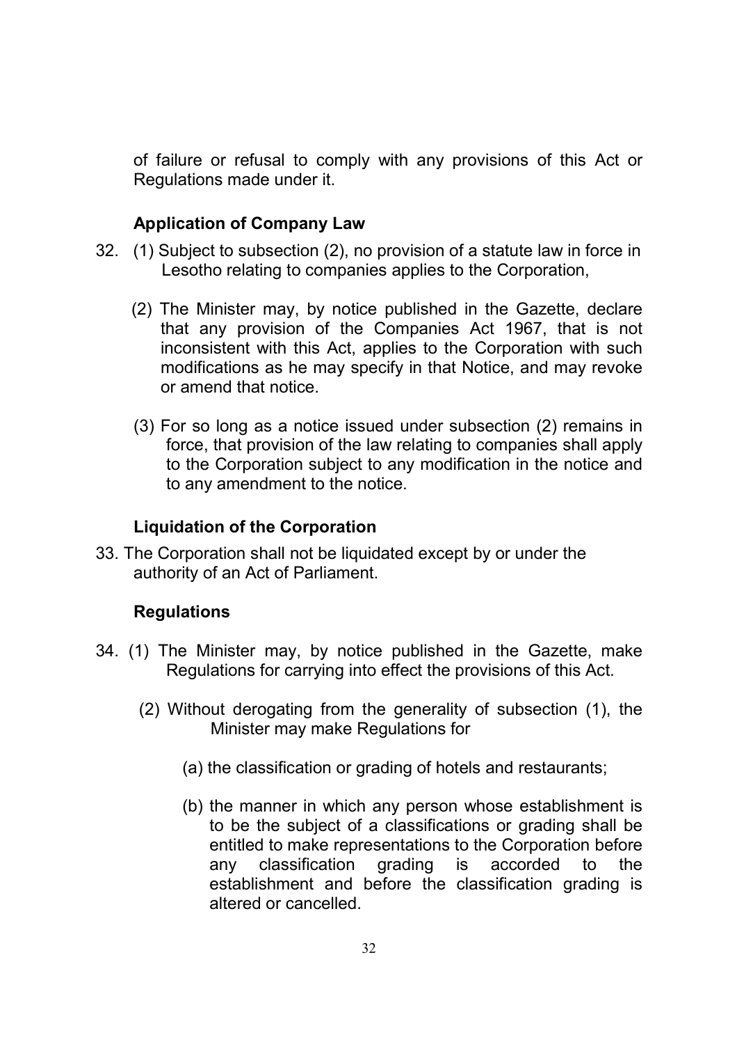of failure or refusal to comply with any provisions of this Act or Regulations made under it.

### Application of Company Law

32. (1) Subject to subsection (2), no provision of a statute law in force in Lesotho relating to companies applies to the Corporation,

    (2) The Minister may, by notice published in the Gazette, declare that any provision of the Companies Act 1967, that is not inconsistent with this Act, applies to the Corporation with such modifications as he may specify in that Notice, and may revoke or amend that notice.

    (3) For so long as a notice issued under subsection (2) remains in force, that provision of the law relating to companies shall apply to the Corporation subject to any modification in the notice and to any amendment to the notice.

### Liquidation of the Corporation

33. The Corporation shall not be liquidated except by or under the authority of an Act of Parliament.

### Regulations

34. (1) The Minister may, by notice published in the Gazette, make Regulations for carrying into effect the provisions of this Act.

    (2) Without derogating from the generality of subsection (1), the Minister may make Regulations for

    (a) the classification or grading of hotels and restaurants;

    (b) the manner in which any person whose establishment is to be the subject of a classifications or grading shall be entitled to make representations to the Corporation before any classification grading is accorded to the establishment and before the classification grading is altered or cancelled.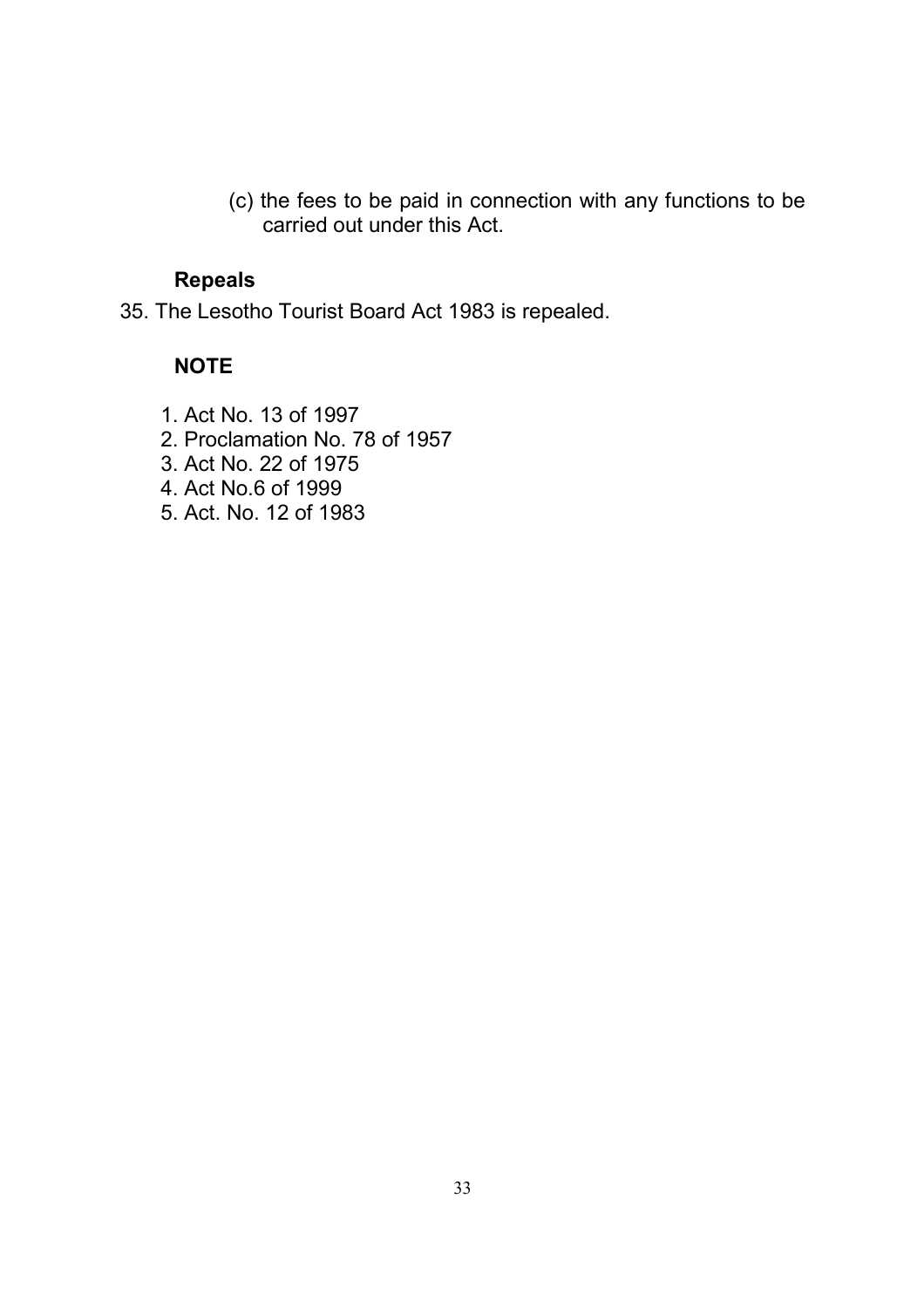(c) the fees to be paid in connection with any functions to be carried out under this Act.

**Repeals**

35. The Lesotho Tourist Board Act 1983 is repealed.

**NOTE**

1. Act No. 13 of 1997
2. Proclamation No. 78 of 1957
3. Act No. 22 of 1975
4. Act No.6 of 1999
5. Act. No. 12 of 1983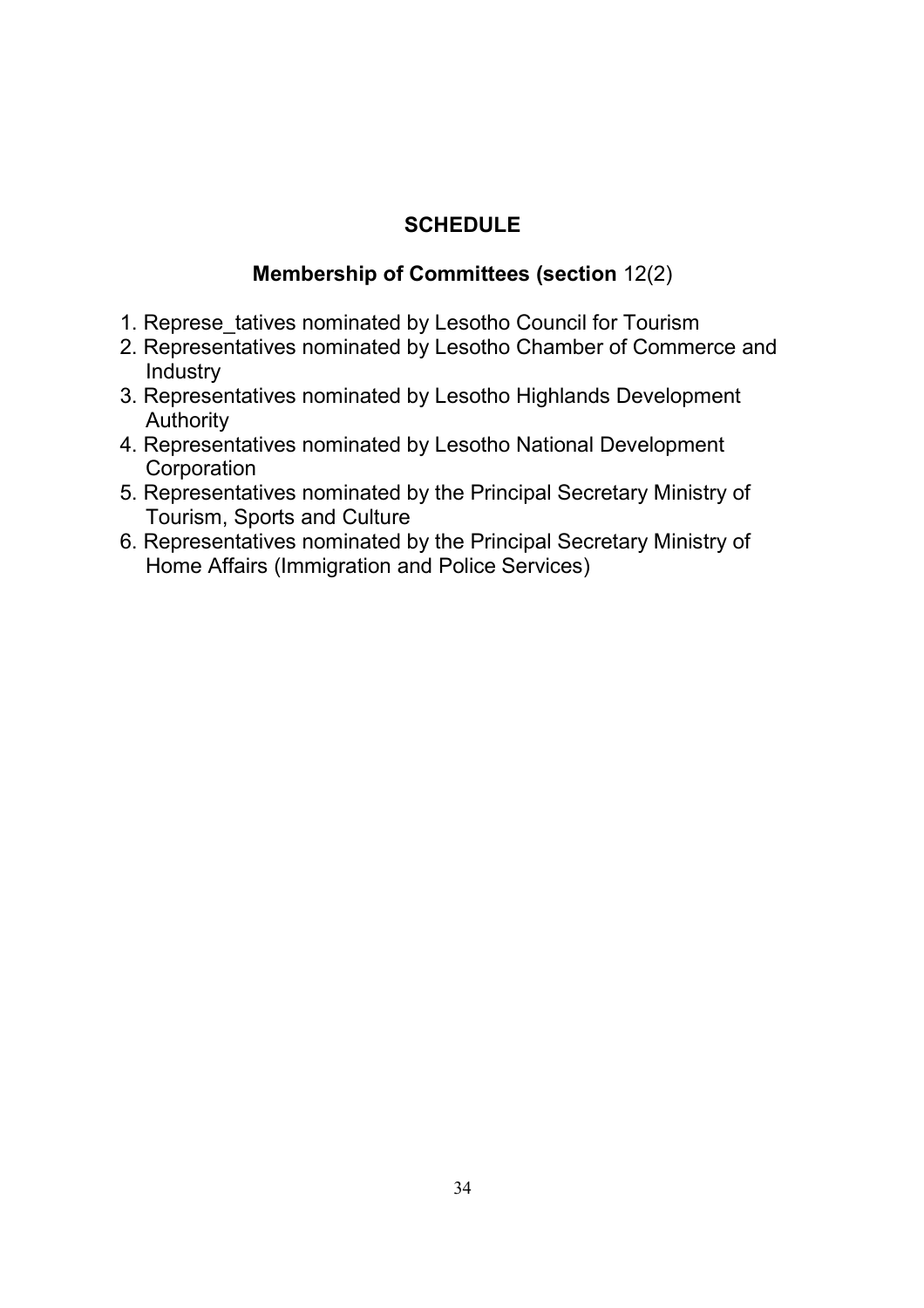# SCHEDULE

## Membership of Committees (section 12(2)

1. Represe_tatives nominated by Lesotho Council for Tourism
2. Representatives nominated by Lesotho Chamber of Commerce and Industry
3. Representatives nominated by Lesotho Highlands Development Authority
4. Representatives nominated by Lesotho National Development Corporation
5. Representatives nominated by the Principal Secretary Ministry of Tourism, Sports and Culture
6. Representatives nominated by the Principal Secretary Ministry of Home Affairs (Immigration and Police Services)